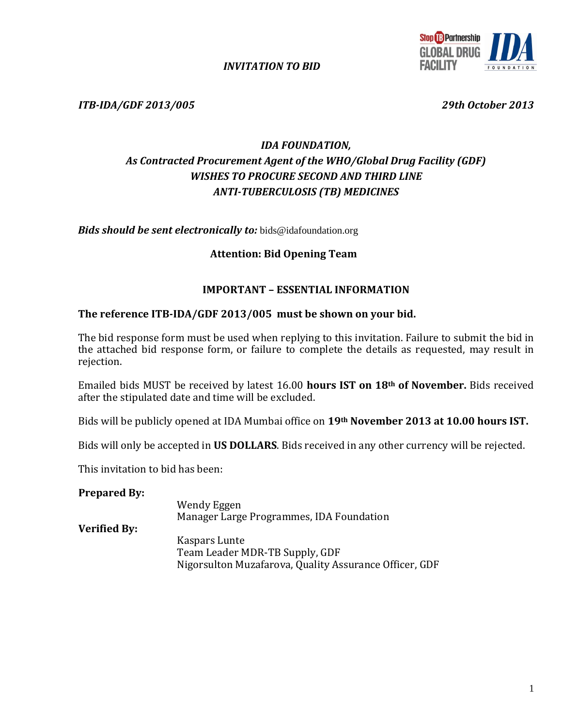*INVITATION TO BID*

*ITB-IDA/GDF 2013/005* *29th October 2013*

## *IDA FOUNDATION,*
## *As Contracted Procurement Agent of the WHO/Global Drug Facility (GDF)*
## *WISHES TO PROCURE SECOND AND THIRD LINE*
## *ANTI-TUBERCULOSIS (TB) MEDICINES*

***Bids should be sent electronically to:*** bids@idafoundation.org

**Attention: Bid Opening Team**

**IMPORTANT – ESSENTIAL INFORMATION**

**The reference ITB-IDA/GDF 2013/005 must be shown on your bid.**

The bid response form must be used when replying to this invitation. Failure to submit the bid in the attached bid response form, or failure to complete the details as requested, may result in rejection.

Emailed bids MUST be received by latest 16.00 **hours IST on 18th of November.** Bids received after the stipulated date and time will be excluded.

Bids will be publicly opened at IDA Mumbai office on **19th November 2013 at 10.00 hours IST.**

Bids will only be accepted in **US DOLLARS**. Bids received in any other currency will be rejected.

This invitation to bid has been:

**Prepared By:**

Wendy Eggen
Manager Large Programmes, IDA Foundation

**Verified By:**

Kaspars Lunte
Team Leader MDR-TB Supply, GDF
Nigorsulton Muzafarova, Quality Assurance Officer, GDF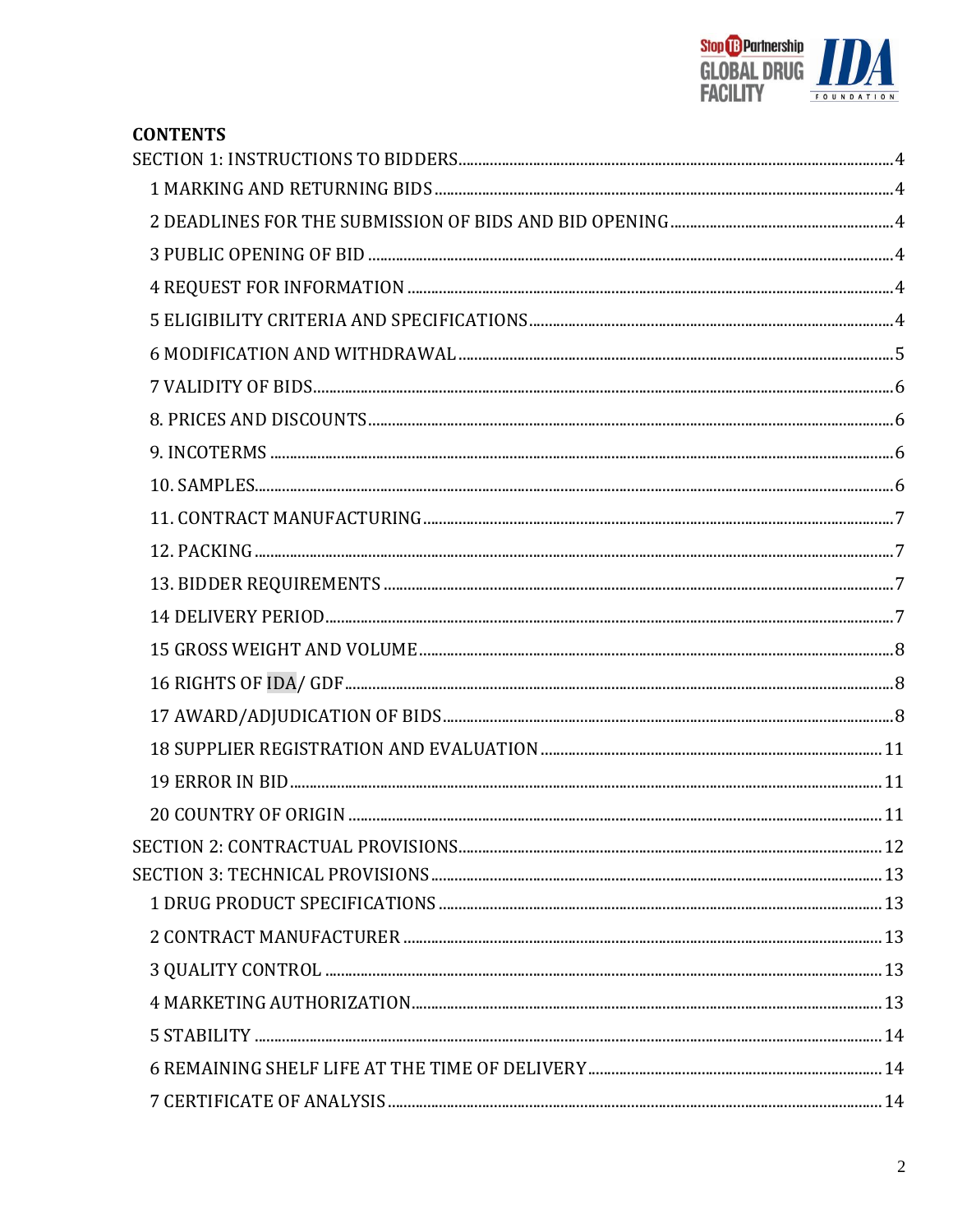**CONTENTS**

SECTION 1: INSTRUCTIONS TO BIDDERS ..... 4

- 1 MARKING AND RETURNING BIDS ..... 4
- 2 DEADLINES FOR THE SUBMISSION OF BIDS AND BID OPENING ..... 4
- 3 PUBLIC OPENING OF BID ..... 4
- 4 REQUEST FOR INFORMATION ..... 4
- 5 ELIGIBILITY CRITERIA AND SPECIFICATIONS ..... 4
- 6 MODIFICATION AND WITHDRAWAL ..... 5
- 7 VALIDITY OF BIDS ..... 6
- 8. PRICES AND DISCOUNTS ..... 6
- 9. INCOTERMS ..... 6
- 10. SAMPLES ..... 6
- 11. CONTRACT MANUFACTURING ..... 7
- 12. PACKING ..... 7
- 13. BIDDER REQUIREMENTS ..... 7
- 14 DELIVERY PERIOD ..... 7
- 15 GROSS WEIGHT AND VOLUME ..... 8
- 16 RIGHTS OF IDA/ GDF ..... 8
- 17 AWARD/ADJUDICATION OF BIDS ..... 8
- 18 SUPPLIER REGISTRATION AND EVALUATION ..... 11
- 19 ERROR IN BID ..... 11
- 20 COUNTRY OF ORIGIN ..... 11

SECTION 2: CONTRACTUAL PROVISIONS ..... 12

SECTION 3: TECHNICAL PROVISIONS ..... 13

- 1 DRUG PRODUCT SPECIFICATIONS ..... 13
- 2 CONTRACT MANUFACTURER ..... 13
- 3 QUALITY CONTROL ..... 13
- 4 MARKETING AUTHORIZATION ..... 13
- 5 STABILITY ..... 14
- 6 REMAINING SHELF LIFE AT THE TIME OF DELIVERY ..... 14
- 7 CERTIFICATE OF ANALYSIS ..... 14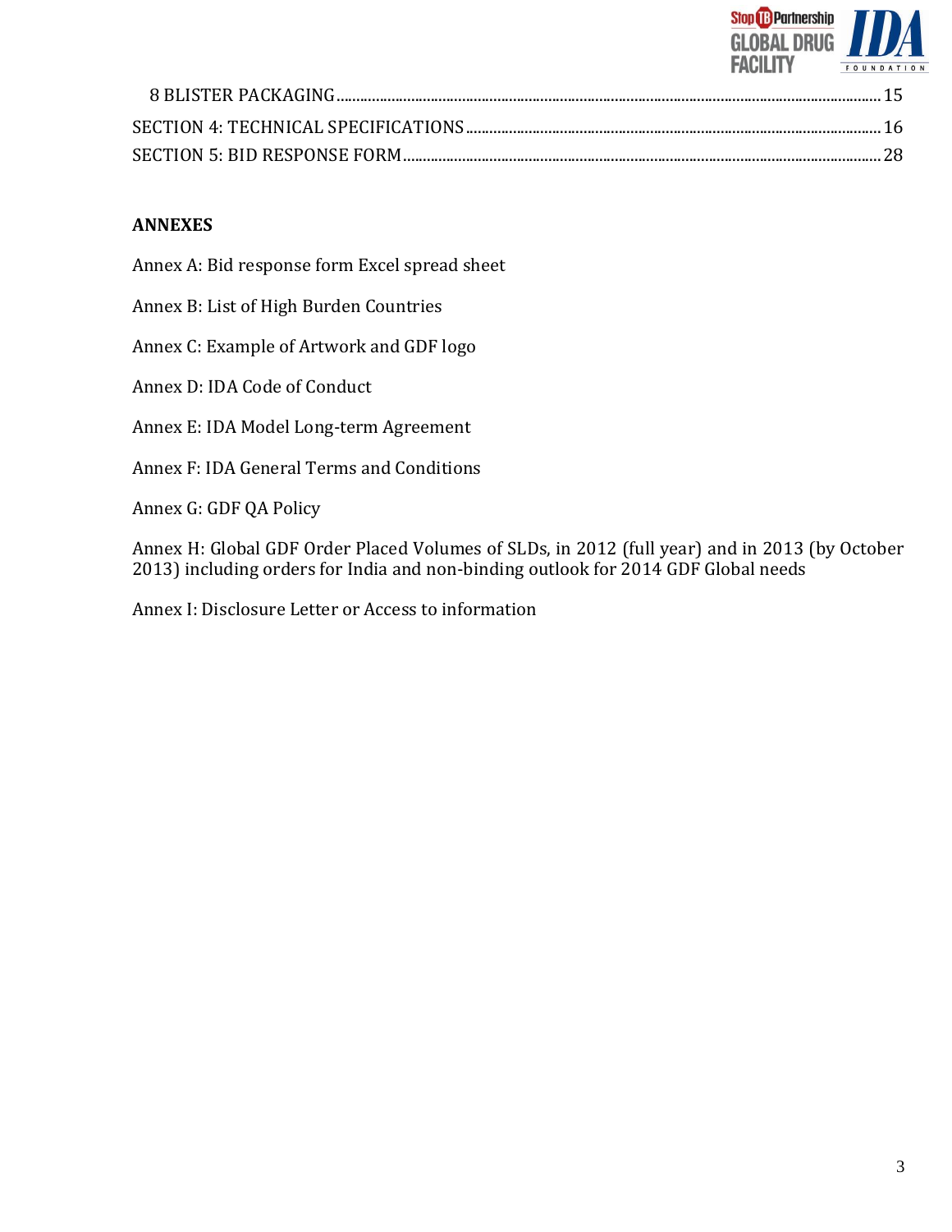8 BLISTER PACKAGING........................................................................................................................................15

SECTION 4: TECHNICAL SPECIFICATIONS........................................................................................................16

SECTION 5: BID RESPONSE FORM........................................................................................................................28

**ANNEXES**

Annex A: Bid response form Excel spread sheet

Annex B: List of High Burden Countries

Annex C: Example of Artwork and GDF logo

Annex D: IDA Code of Conduct

Annex E: IDA Model Long-term Agreement

Annex F: IDA General Terms and Conditions

Annex G: GDF QA Policy

Annex H: Global GDF Order Placed Volumes of SLDs, in 2012 (full year) and in 2013 (by October 2013) including orders for India and non-binding outlook for 2014 GDF Global needs

Annex I: Disclosure Letter or Access to information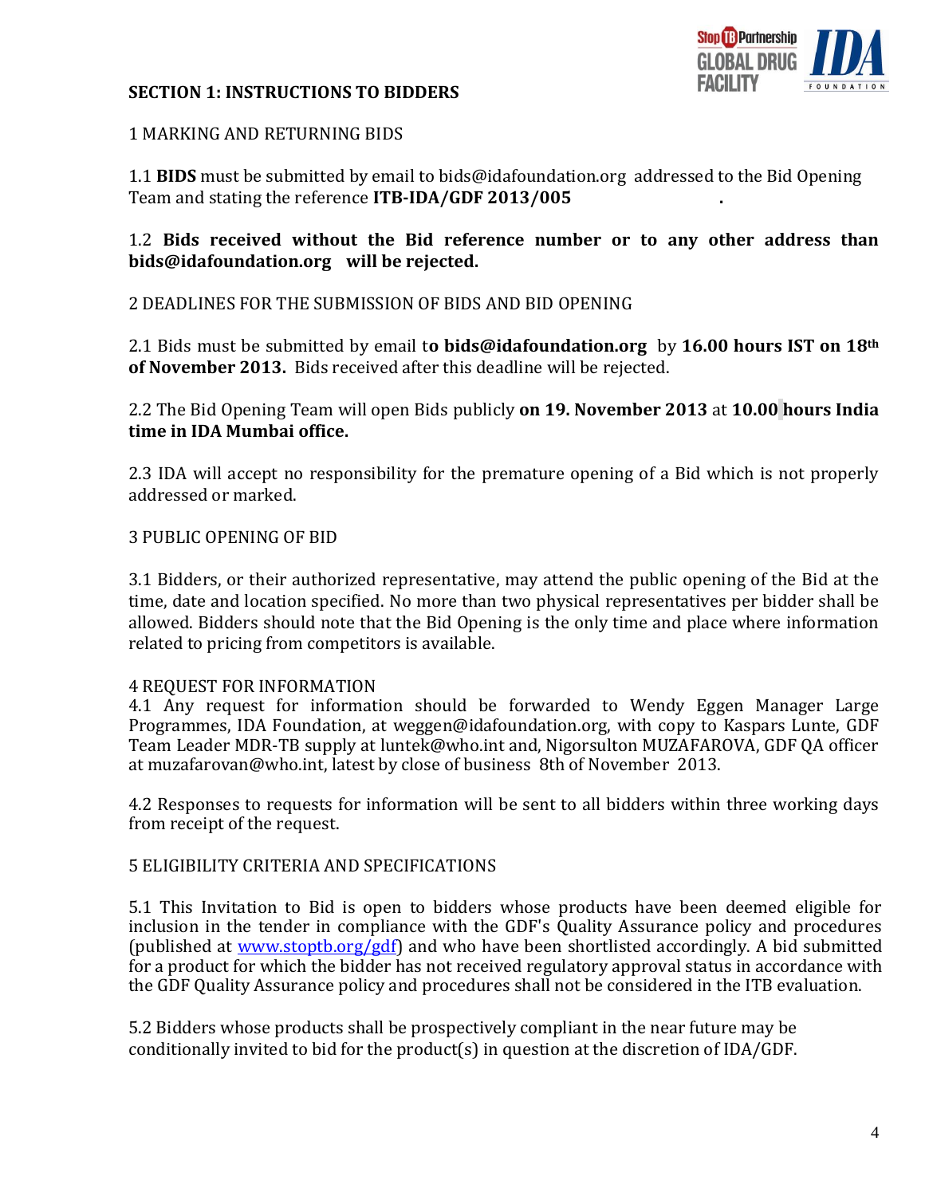## SECTION 1: INSTRUCTIONS TO BIDDERS

### 1 MARKING AND RETURNING BIDS

1.1 **BIDS** must be submitted by email to bids@idafoundation.org addressed to the Bid Opening Team and stating the reference **ITB-IDA/GDF 2013/005** .

1.2 **Bids received without the Bid reference number or to any other address than bids@idafoundation.org will be rejected.**

### 2 DEADLINES FOR THE SUBMISSION OF BIDS AND BID OPENING

2.1 Bids must be submitted by email t**o bids@idafoundation.org** by **16.00 hours IST on 18th of November 2013.** Bids received after this deadline will be rejected.

2.2 The Bid Opening Team will open Bids publicly **on 19. November 2013** at **10.00 hours India time in IDA Mumbai office.**

2.3 IDA will accept no responsibility for the premature opening of a Bid which is not properly addressed or marked.

### 3 PUBLIC OPENING OF BID

3.1 Bidders, or their authorized representative, may attend the public opening of the Bid at the time, date and location specified. No more than two physical representatives per bidder shall be allowed. Bidders should note that the Bid Opening is the only time and place where information related to pricing from competitors is available.

### 4 REQUEST FOR INFORMATION

4.1 Any request for information should be forwarded to Wendy Eggen Manager Large Programmes, IDA Foundation, at weggen@idafoundation.org, with copy to Kaspars Lunte, GDF Team Leader MDR-TB supply at luntek@who.int and, Nigorsulton MUZAFAROVA, GDF QA officer at muzafarovan@who.int, latest by close of business 8th of November 2013.

4.2 Responses to requests for information will be sent to all bidders within three working days from receipt of the request.

### 5 ELIGIBILITY CRITERIA AND SPECIFICATIONS

5.1 This Invitation to Bid is open to bidders whose products have been deemed eligible for inclusion in the tender in compliance with the GDF's Quality Assurance policy and procedures (published at [www.stoptb.org/gdf](http://www.stoptb.org/gdf)) and who have been shortlisted accordingly. A bid submitted for a product for which the bidder has not received regulatory approval status in accordance with the GDF Quality Assurance policy and procedures shall not be considered in the ITB evaluation.

5.2 Bidders whose products shall be prospectively compliant in the near future may be conditionally invited to bid for the product(s) in question at the discretion of IDA/GDF.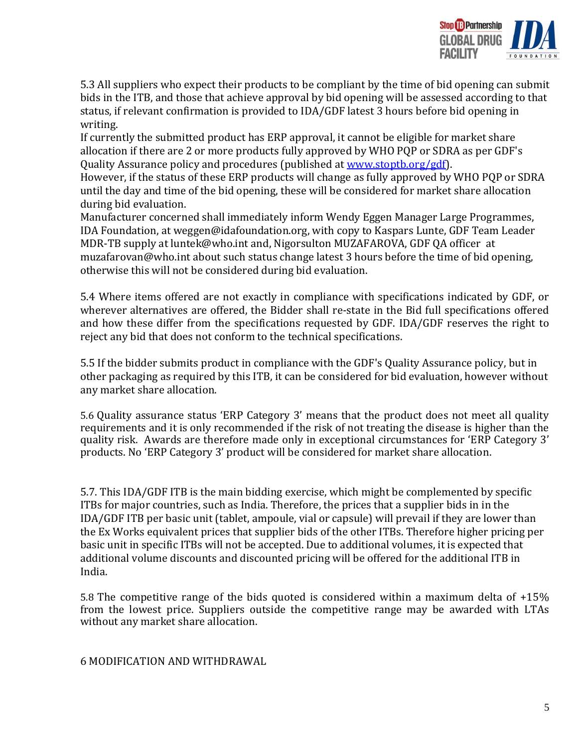5.3 All suppliers who expect their products to be compliant by the time of bid opening can submit bids in the ITB, and those that achieve approval by bid opening will be assessed according to that status, if relevant confirmation is provided to IDA/GDF latest 3 hours before bid opening in writing.

If currently the submitted product has ERP approval, it cannot be eligible for market share allocation if there are 2 or more products fully approved by WHO PQP or SDRA as per GDF's Quality Assurance policy and procedures (published at [www.stoptb.org/gdf](www.stoptb.org/gdf)).

However, if the status of these ERP products will change as fully approved by WHO PQP or SDRA until the day and time of the bid opening, these will be considered for market share allocation during bid evaluation.

Manufacturer concerned shall immediately inform Wendy Eggen Manager Large Programmes, IDA Foundation, at weggen@idafoundation.org, with copy to Kaspars Lunte, GDF Team Leader MDR-TB supply at luntek@who.int and, Nigorsulton MUZAFAROVA, GDF QA officer at muzafarovan@who.int about such status change latest 3 hours before the time of bid opening, otherwise this will not be considered during bid evaluation.

5.4 Where items offered are not exactly in compliance with specifications indicated by GDF, or wherever alternatives are offered, the Bidder shall re-state in the Bid full specifications offered and how these differ from the specifications requested by GDF. IDA/GDF reserves the right to reject any bid that does not conform to the technical specifications.

5.5 If the bidder submits product in compliance with the GDF's Quality Assurance policy, but in other packaging as required by this ITB, it can be considered for bid evaluation, however without any market share allocation.

5.6 Quality assurance status 'ERP Category 3' means that the product does not meet all quality requirements and it is only recommended if the risk of not treating the disease is higher than the quality risk. Awards are therefore made only in exceptional circumstances for 'ERP Category 3' products. No 'ERP Category 3' product will be considered for market share allocation.

5.7. This IDA/GDF ITB is the main bidding exercise, which might be complemented by specific ITBs for major countries, such as India. Therefore, the prices that a supplier bids in in the IDA/GDF ITB per basic unit (tablet, ampoule, vial or capsule) will prevail if they are lower than the Ex Works equivalent prices that supplier bids of the other ITBs. Therefore higher pricing per basic unit in specific ITBs will not be accepted. Due to additional volumes, it is expected that additional volume discounts and discounted pricing will be offered for the additional ITB in India.

5.8 The competitive range of the bids quoted is considered within a maximum delta of +15% from the lowest price. Suppliers outside the competitive range may be awarded with LTAs without any market share allocation.

## 6 MODIFICATION AND WITHDRAWAL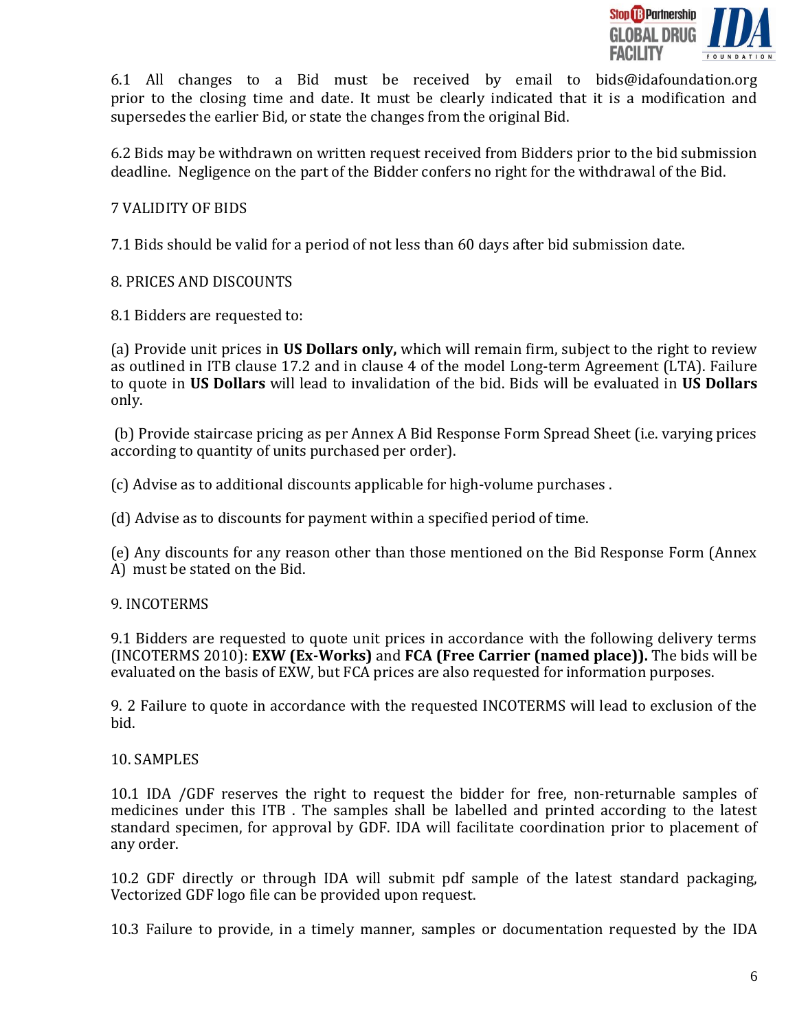6.1 All changes to a Bid must be received by email to bids@idafoundation.org prior to the closing time and date. It must be clearly indicated that it is a modification and supersedes the earlier Bid, or state the changes from the original Bid.

6.2 Bids may be withdrawn on written request received from Bidders prior to the bid submission deadline. Negligence on the part of the Bidder confers no right for the withdrawal of the Bid.

## 7 VALIDITY OF BIDS

7.1 Bids should be valid for a period of not less than 60 days after bid submission date.

## 8. PRICES AND DISCOUNTS

8.1 Bidders are requested to:

(a) Provide unit prices in **US Dollars only,** which will remain firm, subject to the right to review as outlined in ITB clause 17.2 and in clause 4 of the model Long-term Agreement (LTA). Failure to quote in **US Dollars** will lead to invalidation of the bid. Bids will be evaluated in **US Dollars** only.

(b) Provide staircase pricing as per Annex A Bid Response Form Spread Sheet (i.e. varying prices according to quantity of units purchased per order).

(c) Advise as to additional discounts applicable for high-volume purchases .

(d) Advise as to discounts for payment within a specified period of time.

(e) Any discounts for any reason other than those mentioned on the Bid Response Form (Annex A) must be stated on the Bid.

## 9. INCOTERMS

9.1 Bidders are requested to quote unit prices in accordance with the following delivery terms (INCOTERMS 2010): **EXW (Ex-Works)** and **FCA (Free Carrier (named place)).** The bids will be evaluated on the basis of EXW, but FCA prices are also requested for information purposes.

9. 2 Failure to quote in accordance with the requested INCOTERMS will lead to exclusion of the bid.

## 10. SAMPLES

10.1 IDA /GDF reserves the right to request the bidder for free, non-returnable samples of medicines under this ITB . The samples shall be labelled and printed according to the latest standard specimen, for approval by GDF. IDA will facilitate coordination prior to placement of any order.

10.2 GDF directly or through IDA will submit pdf sample of the latest standard packaging, Vectorized GDF logo file can be provided upon request.

10.3 Failure to provide, in a timely manner, samples or documentation requested by the IDA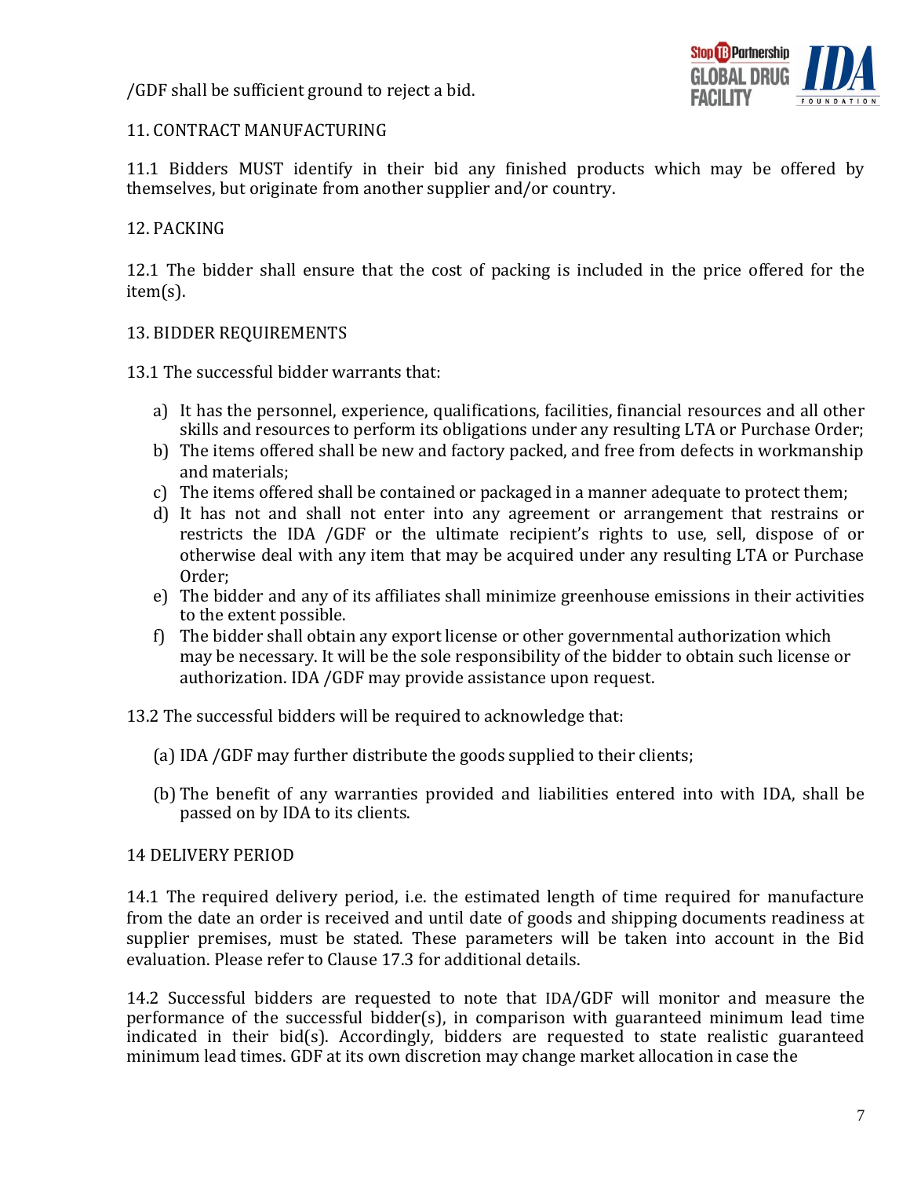/GDF shall be sufficient ground to reject a bid.

## 11. CONTRACT MANUFACTURING

11.1 Bidders MUST identify in their bid any finished products which may be offered by themselves, but originate from another supplier and/or country.

## 12. PACKING

12.1 The bidder shall ensure that the cost of packing is included in the price offered for the item(s).

## 13. BIDDER REQUIREMENTS

13.1 The successful bidder warrants that:

a) It has the personnel, experience, qualifications, facilities, financial resources and all other skills and resources to perform its obligations under any resulting LTA or Purchase Order;
b) The items offered shall be new and factory packed, and free from defects in workmanship and materials;
c) The items offered shall be contained or packaged in a manner adequate to protect them;
d) It has not and shall not enter into any agreement or arrangement that restrains or restricts the IDA /GDF or the ultimate recipient's rights to use, sell, dispose of or otherwise deal with any item that may be acquired under any resulting LTA or Purchase Order;
e) The bidder and any of its affiliates shall minimize greenhouse emissions in their activities to the extent possible.
f) The bidder shall obtain any export license or other governmental authorization which may be necessary. It will be the sole responsibility of the bidder to obtain such license or authorization. IDA /GDF may provide assistance upon request.

13.2 The successful bidders will be required to acknowledge that:

(a) IDA /GDF may further distribute the goods supplied to their clients;

(b) The benefit of any warranties provided and liabilities entered into with IDA, shall be passed on by IDA to its clients.

## 14 DELIVERY PERIOD

14.1 The required delivery period, i.e. the estimated length of time required for manufacture from the date an order is received and until date of goods and shipping documents readiness at supplier premises, must be stated. These parameters will be taken into account in the Bid evaluation. Please refer to Clause 17.3 for additional details.

14.2 Successful bidders are requested to note that IDA/GDF will monitor and measure the performance of the successful bidder(s), in comparison with guaranteed minimum lead time indicated in their bid(s). Accordingly, bidders are requested to state realistic guaranteed minimum lead times. GDF at its own discretion may change market allocation in case the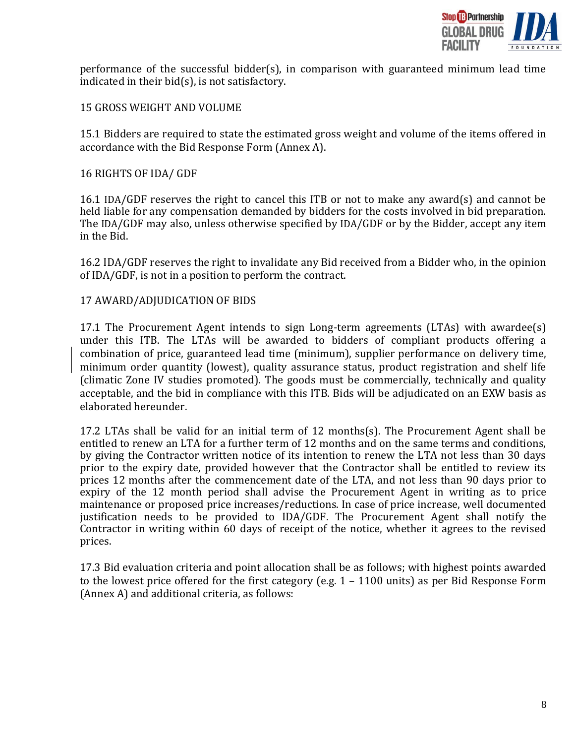performance of the successful bidder(s), in comparison with guaranteed minimum lead time indicated in their bid(s), is not satisfactory.

## 15 GROSS WEIGHT AND VOLUME

15.1 Bidders are required to state the estimated gross weight and volume of the items offered in accordance with the Bid Response Form (Annex A).

## 16 RIGHTS OF IDA/ GDF

16.1 IDA/GDF reserves the right to cancel this ITB or not to make any award(s) and cannot be held liable for any compensation demanded by bidders for the costs involved in bid preparation. The IDA/GDF may also, unless otherwise specified by IDA/GDF or by the Bidder, accept any item in the Bid.

16.2 IDA/GDF reserves the right to invalidate any Bid received from a Bidder who, in the opinion of IDA/GDF, is not in a position to perform the contract.

## 17 AWARD/ADJUDICATION OF BIDS

17.1 The Procurement Agent intends to sign Long-term agreements (LTAs) with awardee(s) under this ITB. The LTAs will be awarded to bidders of compliant products offering a combination of price, guaranteed lead time (minimum), supplier performance on delivery time, minimum order quantity (lowest), quality assurance status, product registration and shelf life (climatic Zone IV studies promoted). The goods must be commercially, technically and quality acceptable, and the bid in compliance with this ITB. Bids will be adjudicated on an EXW basis as elaborated hereunder.

17.2 LTAs shall be valid for an initial term of 12 months(s). The Procurement Agent shall be entitled to renew an LTA for a further term of 12 months and on the same terms and conditions, by giving the Contractor written notice of its intention to renew the LTA not less than 30 days prior to the expiry date, provided however that the Contractor shall be entitled to review its prices 12 months after the commencement date of the LTA, and not less than 90 days prior to expiry of the 12 month period shall advise the Procurement Agent in writing as to price maintenance or proposed price increases/reductions. In case of price increase, well documented justification needs to be provided to IDA/GDF. The Procurement Agent shall notify the Contractor in writing within 60 days of receipt of the notice, whether it agrees to the revised prices.

17.3 Bid evaluation criteria and point allocation shall be as follows; with highest points awarded to the lowest price offered for the first category (e.g. 1 – 1100 units) as per Bid Response Form (Annex A) and additional criteria, as follows: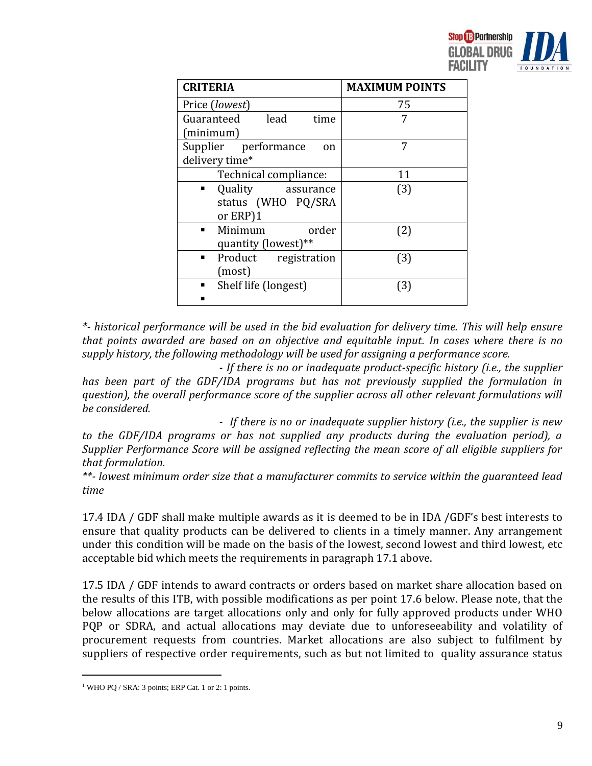| CRITERIA | MAXIMUM POINTS |
| --- | --- |
| Price (*lowest*) | 75 |
| Guaranteed lead time (minimum) | 7 |
| Supplier performance on delivery time* | 7 |
| Technical compliance: | 11 |
| ▪ Quality assurance status (WHO PQ/SRA or ERP)[1] | (3) |
| ▪ Minimum order quantity (lowest)** | (2) |
| ▪ Product registration (most) | (3) |
| ▪ Shelf life (longest) ▪ | (3) |

*\*- historical performance will be used in the bid evaluation for delivery time. This will help ensure that points awarded are based on an objective and equitable input. In cases where there is no supply history, the following methodology will be used for assigning a performance score.*

*- If there is no or inadequate product-specific history (i.e., the supplier has been part of the GDF/IDA programs but has not previously supplied the formulation in question), the overall performance score of the supplier across all other relevant formulations will be considered.*

*- If there is no or inadequate supplier history (i.e., the supplier is new to the GDF/IDA programs or has not supplied any products during the evaluation period), a Supplier Performance Score will be assigned reflecting the mean score of all eligible suppliers for that formulation.*

*\*\*- lowest minimum order size that a manufacturer commits to service within the guaranteed lead time*

17.4 IDA / GDF shall make multiple awards as it is deemed to be in IDA /GDF's best interests to ensure that quality products can be delivered to clients in a timely manner. Any arrangement under this condition will be made on the basis of the lowest, second lowest and third lowest, etc acceptable bid which meets the requirements in paragraph 17.1 above.

17.5 IDA / GDF intends to award contracts or orders based on market share allocation based on the results of this ITB, with possible modifications as per point 17.6 below. Please note, that the below allocations are target allocations only and only for fully approved products under WHO PQP or SDRA, and actual allocations may deviate due to unforeseeability and volatility of procurement requests from countries. Market allocations are also subject to fulfilment by suppliers of respective order requirements, such as but not limited to quality assurance status

[1] WHO PQ / SRA: 3 points; ERP Cat. 1 or 2: 1 points.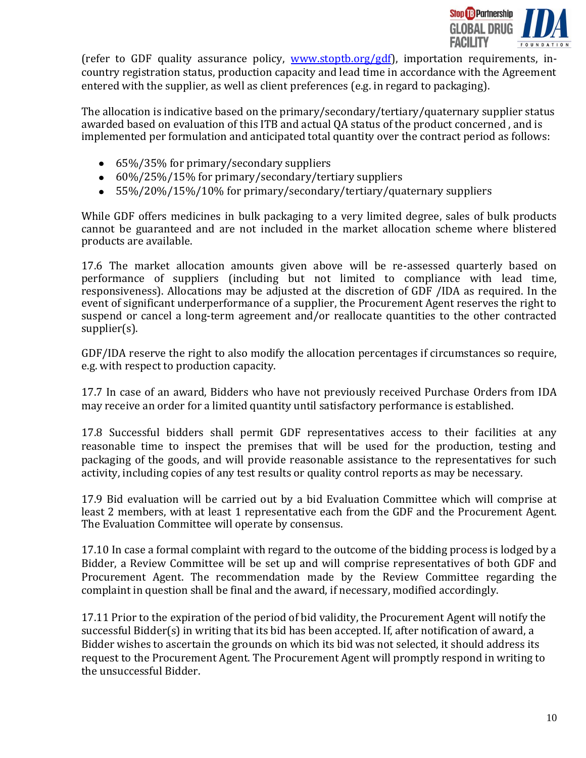(refer to GDF quality assurance policy, [www.stoptb.org/gdf](http://www.stoptb.org/gdf)), importation requirements, in-country registration status, production capacity and lead time in accordance with the Agreement entered with the supplier, as well as client preferences (e.g. in regard to packaging).

The allocation is indicative based on the primary/secondary/tertiary/quaternary supplier status awarded based on evaluation of this ITB and actual QA status of the product concerned , and is implemented per formulation and anticipated total quantity over the contract period as follows:

- 65%/35% for primary/secondary suppliers
- 60%/25%/15% for primary/secondary/tertiary suppliers
- 55%/20%/15%/10% for primary/secondary/tertiary/quaternary suppliers

While GDF offers medicines in bulk packaging to a very limited degree, sales of bulk products cannot be guaranteed and are not included in the market allocation scheme where blistered products are available.

17.6 The market allocation amounts given above will be re-assessed quarterly based on performance of suppliers (including but not limited to compliance with lead time, responsiveness). Allocations may be adjusted at the discretion of GDF /IDA as required. In the event of significant underperformance of a supplier, the Procurement Agent reserves the right to suspend or cancel a long-term agreement and/or reallocate quantities to the other contracted supplier(s).

GDF/IDA reserve the right to also modify the allocation percentages if circumstances so require, e.g. with respect to production capacity.

17.7 In case of an award, Bidders who have not previously received Purchase Orders from IDA may receive an order for a limited quantity until satisfactory performance is established.

17.8 Successful bidders shall permit GDF representatives access to their facilities at any reasonable time to inspect the premises that will be used for the production, testing and packaging of the goods, and will provide reasonable assistance to the representatives for such activity, including copies of any test results or quality control reports as may be necessary.

17.9 Bid evaluation will be carried out by a bid Evaluation Committee which will comprise at least 2 members, with at least 1 representative each from the GDF and the Procurement Agent. The Evaluation Committee will operate by consensus.

17.10 In case a formal complaint with regard to the outcome of the bidding process is lodged by a Bidder, a Review Committee will be set up and will comprise representatives of both GDF and Procurement Agent. The recommendation made by the Review Committee regarding the complaint in question shall be final and the award, if necessary, modified accordingly.

17.11 Prior to the expiration of the period of bid validity, the Procurement Agent will notify the successful Bidder(s) in writing that its bid has been accepted. If, after notification of award, a Bidder wishes to ascertain the grounds on which its bid was not selected, it should address its request to the Procurement Agent. The Procurement Agent will promptly respond in writing to the unsuccessful Bidder.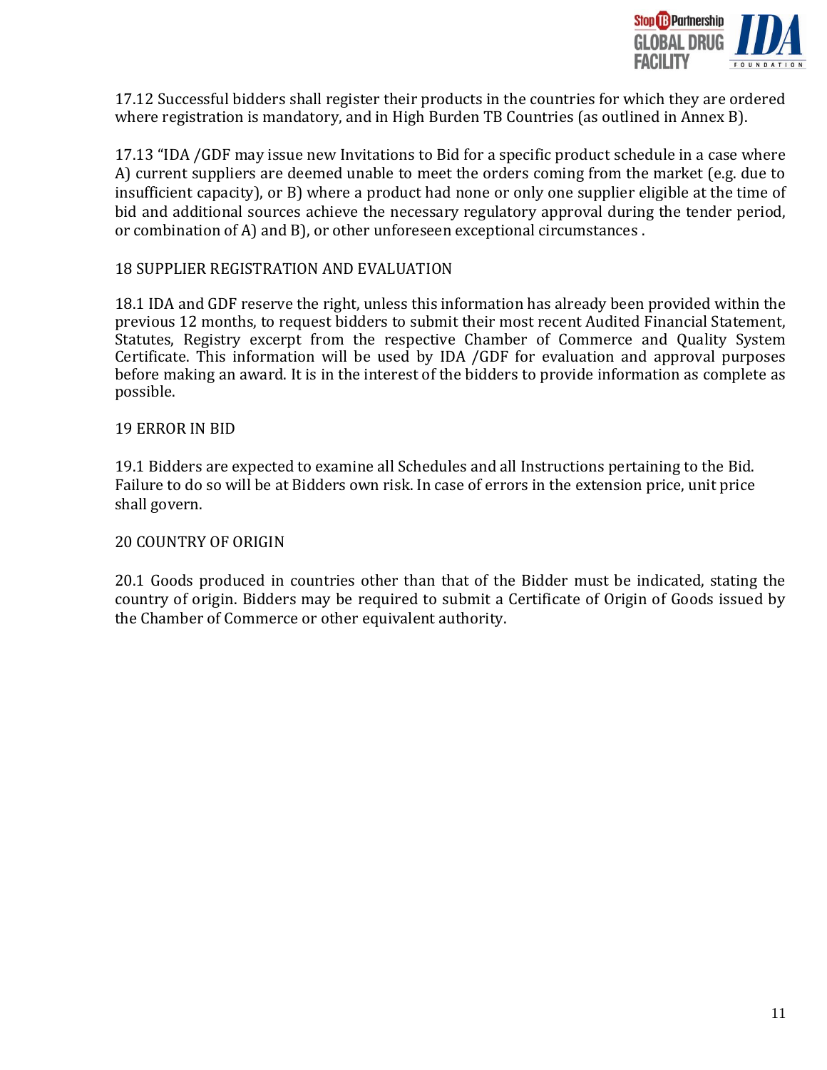17.12 Successful bidders shall register their products in the countries for which they are ordered where registration is mandatory, and in High Burden TB Countries (as outlined in Annex B).

17.13 "IDA /GDF may issue new Invitations to Bid for a specific product schedule in a case where A) current suppliers are deemed unable to meet the orders coming from the market (e.g. due to insufficient capacity), or B) where a product had none or only one supplier eligible at the time of bid and additional sources achieve the necessary regulatory approval during the tender period, or combination of A) and B), or other unforeseen exceptional circumstances .

## 18 SUPPLIER REGISTRATION AND EVALUATION

18.1 IDA and GDF reserve the right, unless this information has already been provided within the previous 12 months, to request bidders to submit their most recent Audited Financial Statement, Statutes, Registry excerpt from the respective Chamber of Commerce and Quality System Certificate. This information will be used by IDA /GDF for evaluation and approval purposes before making an award. It is in the interest of the bidders to provide information as complete as possible.

## 19 ERROR IN BID

19.1 Bidders are expected to examine all Schedules and all Instructions pertaining to the Bid. Failure to do so will be at Bidders own risk. In case of errors in the extension price, unit price shall govern.

## 20 COUNTRY OF ORIGIN

20.1 Goods produced in countries other than that of the Bidder must be indicated, stating the country of origin. Bidders may be required to submit a Certificate of Origin of Goods issued by the Chamber of Commerce or other equivalent authority.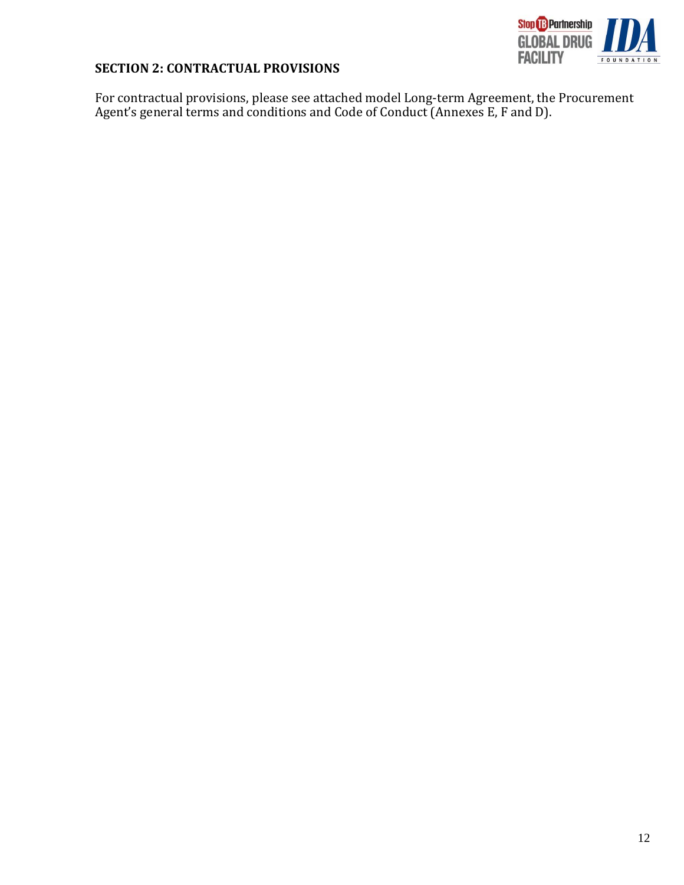## SECTION 2: CONTRACTUAL PROVISIONS

For contractual provisions, please see attached model Long-term Agreement, the Procurement Agent's general terms and conditions and Code of Conduct (Annexes E, F and D).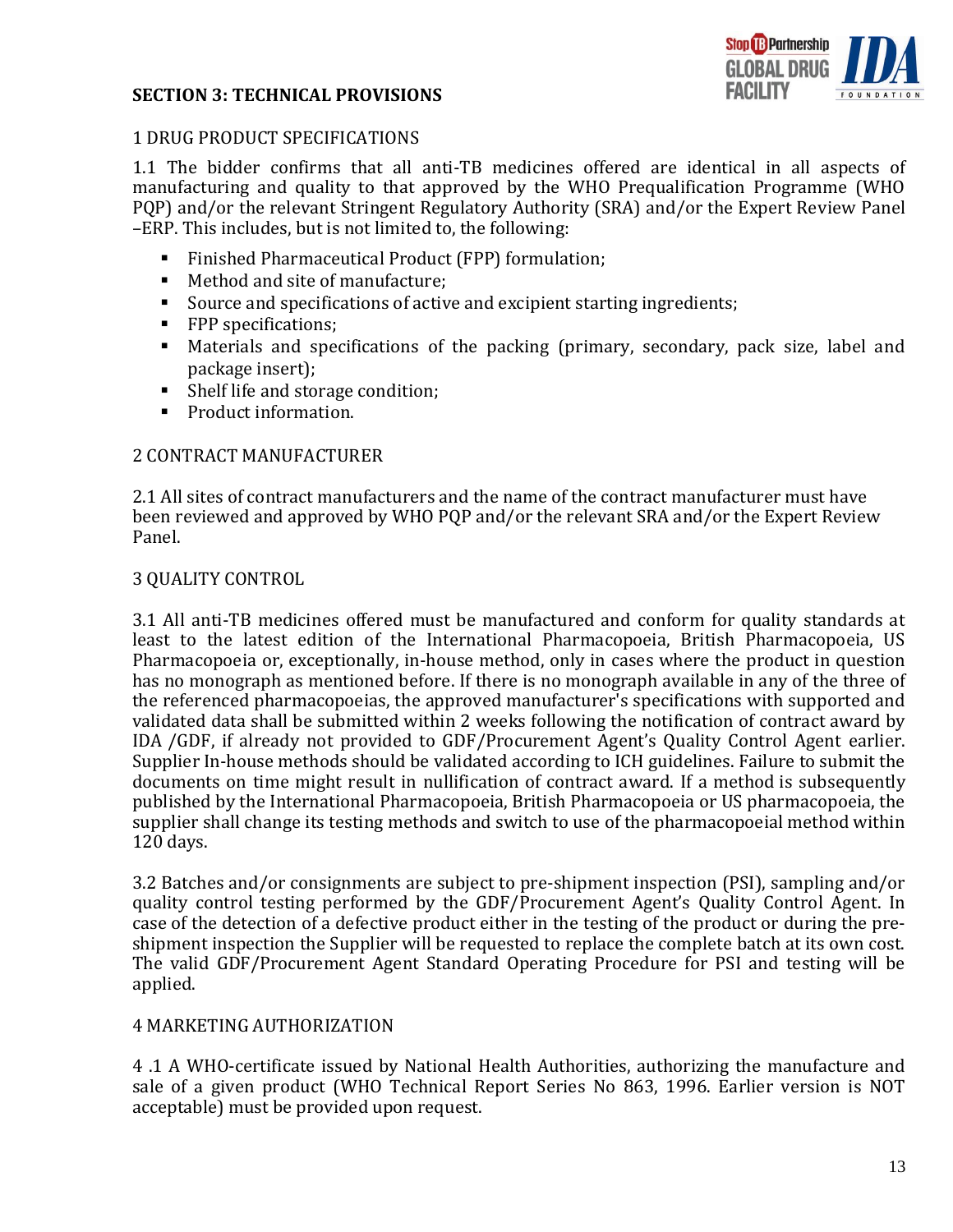## SECTION 3: TECHNICAL PROVISIONS

### 1 DRUG PRODUCT SPECIFICATIONS

1.1 The bidder confirms that all anti-TB medicines offered are identical in all aspects of manufacturing and quality to that approved by the WHO Prequalification Programme (WHO PQP) and/or the relevant Stringent Regulatory Authority (SRA) and/or the Expert Review Panel –ERP. This includes, but is not limited to, the following:

- Finished Pharmaceutical Product (FPP) formulation;
- Method and site of manufacture;
- Source and specifications of active and excipient starting ingredients;
- FPP specifications;
- Materials and specifications of the packing (primary, secondary, pack size, label and package insert);
- Shelf life and storage condition;
- Product information.

### 2 CONTRACT MANUFACTURER

2.1 All sites of contract manufacturers and the name of the contract manufacturer must have been reviewed and approved by WHO PQP and/or the relevant SRA and/or the Expert Review Panel.

### 3 QUALITY CONTROL

3.1 All anti-TB medicines offered must be manufactured and conform for quality standards at least to the latest edition of the International Pharmacopoeia, British Pharmacopoeia, US Pharmacopoeia or, exceptionally, in-house method, only in cases where the product in question has no monograph as mentioned before. If there is no monograph available in any of the three of the referenced pharmacopoeias, the approved manufacturer's specifications with supported and validated data shall be submitted within 2 weeks following the notification of contract award by IDA /GDF, if already not provided to GDF/Procurement Agent's Quality Control Agent earlier. Supplier In-house methods should be validated according to ICH guidelines. Failure to submit the documents on time might result in nullification of contract award. If a method is subsequently published by the International Pharmacopoeia, British Pharmacopoeia or US pharmacopoeia, the supplier shall change its testing methods and switch to use of the pharmacopoeial method within 120 days.

3.2 Batches and/or consignments are subject to pre-shipment inspection (PSI), sampling and/or quality control testing performed by the GDF/Procurement Agent's Quality Control Agent. In case of the detection of a defective product either in the testing of the product or during the pre-shipment inspection the Supplier will be requested to replace the complete batch at its own cost. The valid GDF/Procurement Agent Standard Operating Procedure for PSI and testing will be applied.

### 4 MARKETING AUTHORIZATION

4 .1 A WHO-certificate issued by National Health Authorities, authorizing the manufacture and sale of a given product (WHO Technical Report Series No 863, 1996. Earlier version is NOT acceptable) must be provided upon request.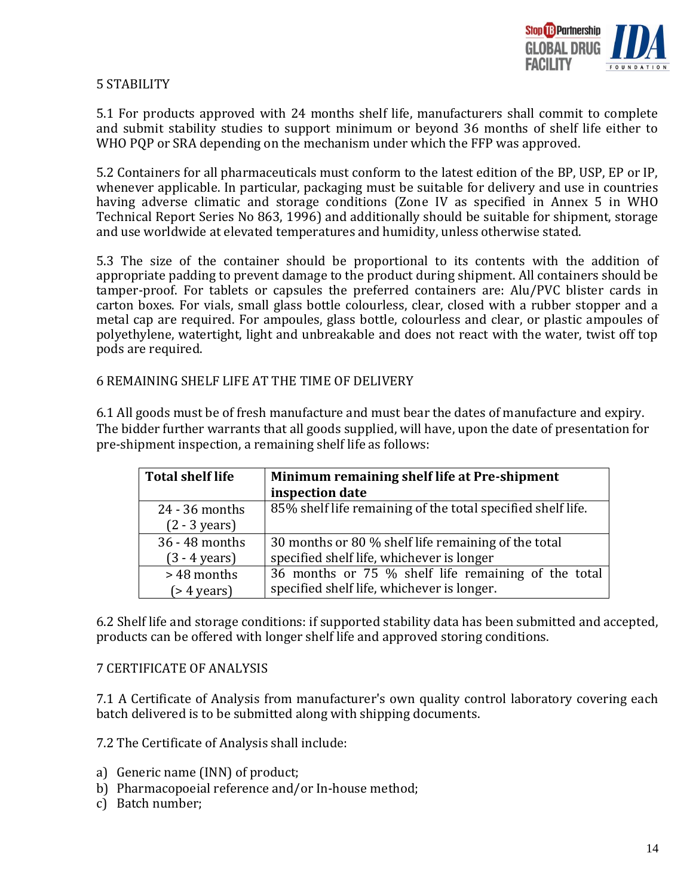## 5 STABILITY

5.1 For products approved with 24 months shelf life, manufacturers shall commit to complete and submit stability studies to support minimum or beyond 36 months of shelf life either to WHO PQP or SRA depending on the mechanism under which the FFP was approved.

5.2 Containers for all pharmaceuticals must conform to the latest edition of the BP, USP, EP or IP, whenever applicable. In particular, packaging must be suitable for delivery and use in countries having adverse climatic and storage conditions (Zone IV as specified in Annex 5 in WHO Technical Report Series No 863, 1996) and additionally should be suitable for shipment, storage and use worldwide at elevated temperatures and humidity, unless otherwise stated.

5.3 The size of the container should be proportional to its contents with the addition of appropriate padding to prevent damage to the product during shipment. All containers should be tamper-proof. For tablets or capsules the preferred containers are: Alu/PVC blister cards in carton boxes. For vials, small glass bottle colourless, clear, closed with a rubber stopper and a metal cap are required. For ampoules, glass bottle, colourless and clear, or plastic ampoules of polyethylene, watertight, light and unbreakable and does not react with the water, twist off top pods are required.

## 6 REMAINING SHELF LIFE AT THE TIME OF DELIVERY

6.1 All goods must be of fresh manufacture and must bear the dates of manufacture and expiry. The bidder further warrants that all goods supplied, will have, upon the date of presentation for pre-shipment inspection, a remaining shelf life as follows:

| **Total shelf life** | **Minimum remaining shelf life at Pre-shipment inspection date** |
|---|---|
| 24 - 36 months (2 - 3 years) | 85% shelf life remaining of the total specified shelf life. |
| 36 - 48 months (3 - 4 years) | 30 months or 80 % shelf life remaining of the total specified shelf life, whichever is longer |
| > 48 months (> 4 years) | 36 months or 75 % shelf life remaining of the total specified shelf life, whichever is longer. |

6.2 Shelf life and storage conditions: if supported stability data has been submitted and accepted, products can be offered with longer shelf life and approved storing conditions.

## 7 CERTIFICATE OF ANALYSIS

7.1 A Certificate of Analysis from manufacturer's own quality control laboratory covering each batch delivered is to be submitted along with shipping documents.

7.2 The Certificate of Analysis shall include:

a) Generic name (INN) of product;
b) Pharmacopoeial reference and/or In-house method;
c) Batch number;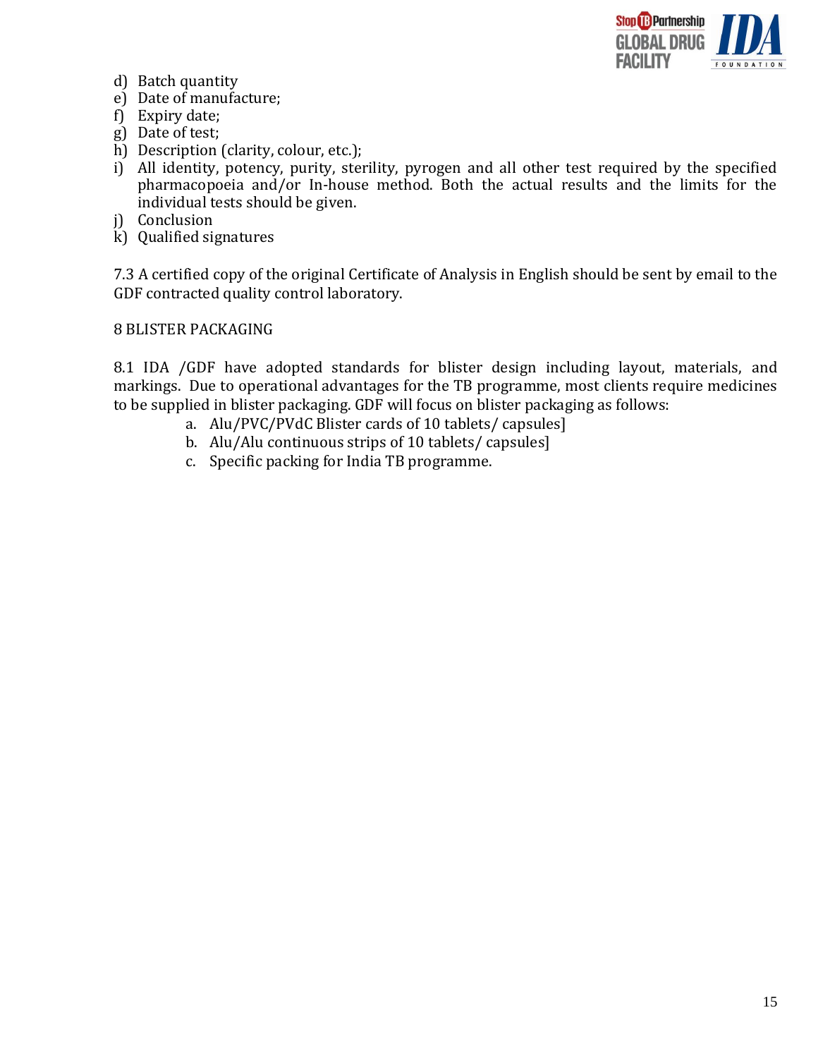d) Batch quantity
e) Date of manufacture;
f) Expiry date;
g) Date of test;
h) Description (clarity, colour, etc.);
i) All identity, potency, purity, sterility, pyrogen and all other test required by the specified pharmacopoeia and/or In-house method. Both the actual results and the limits for the individual tests should be given.
j) Conclusion
k) Qualified signatures

7.3 A certified copy of the original Certificate of Analysis in English should be sent by email to the GDF contracted quality control laboratory.

## 8 BLISTER PACKAGING

8.1 IDA /GDF have adopted standards for blister design including layout, materials, and markings. Due to operational advantages for the TB programme, most clients require medicines to be supplied in blister packaging. GDF will focus on blister packaging as follows:

a. Alu/PVC/PVdC Blister cards of 10 tablets/ capsules]
b. Alu/Alu continuous strips of 10 tablets/ capsules]
c. Specific packing for India TB programme.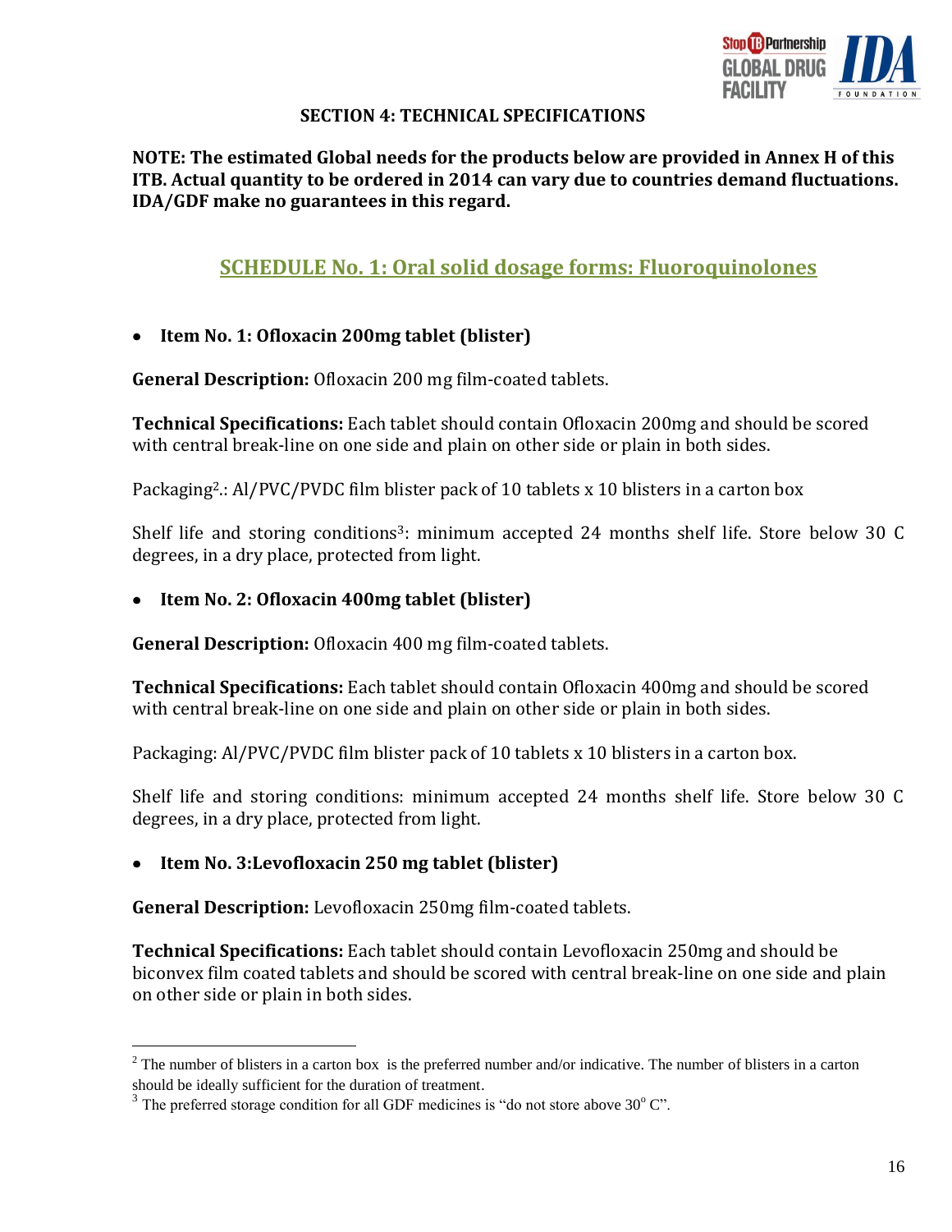## SECTION 4: TECHNICAL SPECIFICATIONS

**NOTE: The estimated Global needs for the products below are provided in Annex H of this ITB. Actual quantity to be ordered in 2014 can vary due to countries demand fluctuations. IDA/GDF make no guarantees in this regard.**

## SCHEDULE No. 1: Oral solid dosage forms: Fluoroquinolones

- **Item No. 1: Ofloxacin 200mg tablet (blister)**

**General Description:** Ofloxacin 200 mg film-coated tablets.

**Technical Specifications:** Each tablet should contain Ofloxacin 200mg and should be scored with central break-line on one side and plain on other side or plain in both sides.

Packaging[2].: Al/PVC/PVDC film blister pack of 10 tablets x 10 blisters in a carton box

Shelf life and storing conditions[3]: minimum accepted 24 months shelf life. Store below 30 C degrees, in a dry place, protected from light.

- **Item No. 2: Ofloxacin 400mg tablet (blister)**

**General Description:** Ofloxacin 400 mg film-coated tablets.

**Technical Specifications:** Each tablet should contain Ofloxacin 400mg and should be scored with central break-line on one side and plain on other side or plain in both sides.

Packaging: Al/PVC/PVDC film blister pack of 10 tablets x 10 blisters in a carton box.

Shelf life and storing conditions: minimum accepted 24 months shelf life. Store below 30 C degrees, in a dry place, protected from light.

- **Item No. 3:Levofloxacin 250 mg tablet (blister)**

**General Description:** Levofloxacin 250mg film-coated tablets.

**Technical Specifications:** Each tablet should contain Levofloxacin 250mg and should be biconvex film coated tablets and should be scored with central break-line on one side and plain on other side or plain in both sides.

---

[2] The number of blisters in a carton box is the preferred number and/or indicative. The number of blisters in a carton should be ideally sufficient for the duration of treatment.

[3] The preferred storage condition for all GDF medicines is "do not store above $30^{o}$ C".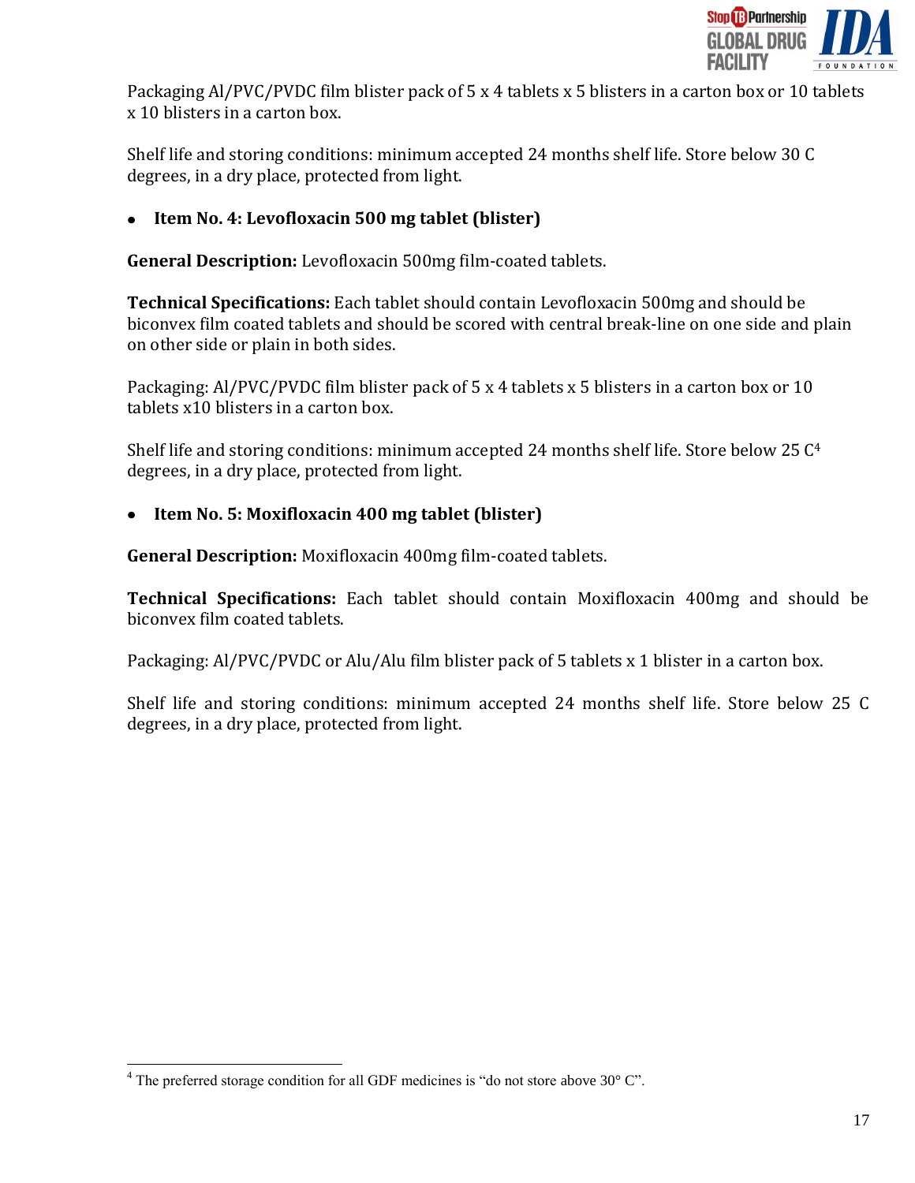Packaging Al/PVC/PVDC film blister pack of 5 x 4 tablets x 5 blisters in a carton box or 10 tablets x 10 blisters in a carton box.

Shelf life and storing conditions: minimum accepted 24 months shelf life. Store below 30 C degrees, in a dry place, protected from light.

- **Item No. 4: Levofloxacin 500 mg tablet (blister)**

**General Description:** Levofloxacin 500mg film-coated tablets.

**Technical Specifications:** Each tablet should contain Levofloxacin 500mg and should be biconvex film coated tablets and should be scored with central break-line on one side and plain on other side or plain in both sides.

Packaging: Al/PVC/PVDC film blister pack of 5 x 4 tablets x 5 blisters in a carton box or 10 tablets x10 blisters in a carton box.

Shelf life and storing conditions: minimum accepted 24 months shelf life. Store below 25 C[4] degrees, in a dry place, protected from light.

- **Item No. 5: Moxifloxacin 400 mg tablet (blister)**

**General Description:** Moxifloxacin 400mg film-coated tablets.

**Technical Specifications:** Each tablet should contain Moxifloxacin 400mg and should be biconvex film coated tablets.

Packaging: Al/PVC/PVDC or Alu/Alu film blister pack of 5 tablets x 1 blister in a carton box.

Shelf life and storing conditions: minimum accepted 24 months shelf life. Store below 25 C degrees, in a dry place, protected from light.

[4] The preferred storage condition for all GDF medicines is "do not store above 30° C".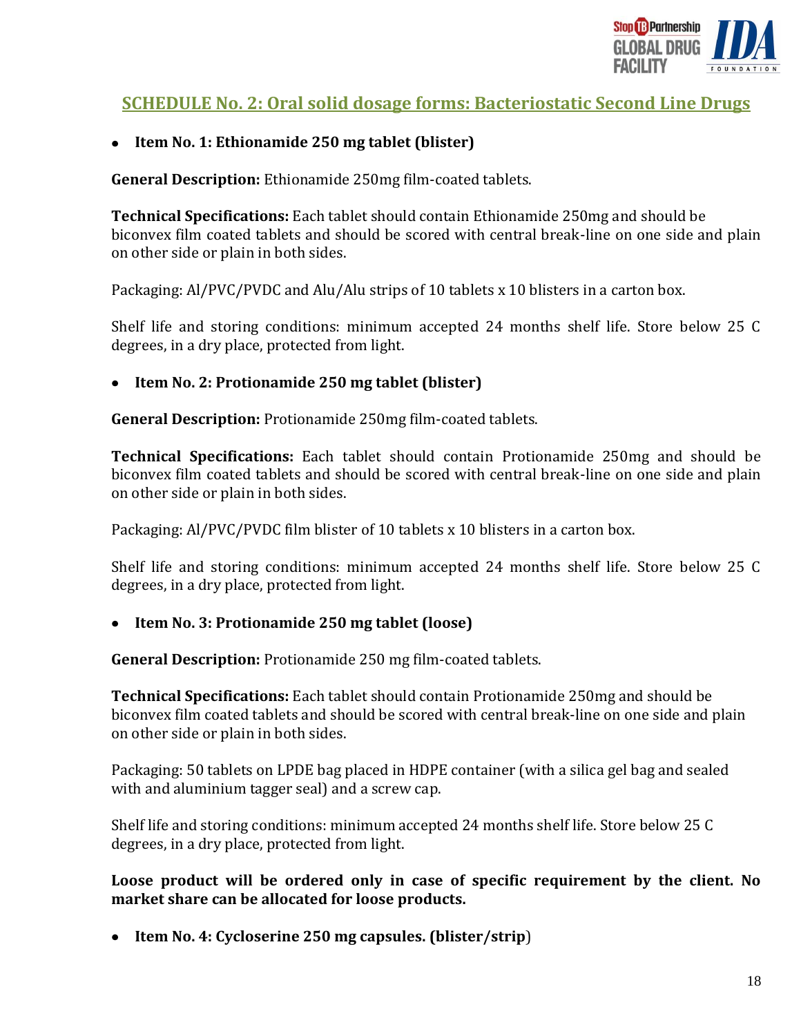## SCHEDULE No. 2: Oral solid dosage forms: Bacteriostatic Second Line Drugs

- **Item No. 1: Ethionamide 250 mg tablet (blister)**

**General Description:** Ethionamide 250mg film-coated tablets.

**Technical Specifications:** Each tablet should contain Ethionamide 250mg and should be biconvex film coated tablets and should be scored with central break-line on one side and plain on other side or plain in both sides.

Packaging: Al/PVC/PVDC and Alu/Alu strips of 10 tablets x 10 blisters in a carton box.

Shelf life and storing conditions: minimum accepted 24 months shelf life. Store below 25 C degrees, in a dry place, protected from light.

- **Item No. 2: Protionamide 250 mg tablet (blister)**

**General Description:** Protionamide 250mg film-coated tablets.

**Technical Specifications:** Each tablet should contain Protionamide 250mg and should be biconvex film coated tablets and should be scored with central break-line on one side and plain on other side or plain in both sides.

Packaging: Al/PVC/PVDC film blister of 10 tablets x 10 blisters in a carton box.

Shelf life and storing conditions: minimum accepted 24 months shelf life. Store below 25 C degrees, in a dry place, protected from light.

- **Item No. 3: Protionamide 250 mg tablet (loose)**

**General Description:** Protionamide 250 mg film-coated tablets.

**Technical Specifications:** Each tablet should contain Protionamide 250mg and should be biconvex film coated tablets and should be scored with central break-line on one side and plain on other side or plain in both sides.

Packaging: 50 tablets on LPDE bag placed in HDPE container (with a silica gel bag and sealed with and aluminium tagger seal) and a screw cap.

Shelf life and storing conditions: minimum accepted 24 months shelf life. Store below 25 C degrees, in a dry place, protected from light.

**Loose product will be ordered only in case of specific requirement by the client. No market share can be allocated for loose products.**

- **Item No. 4: Cycloserine 250 mg capsules. (blister/strip**)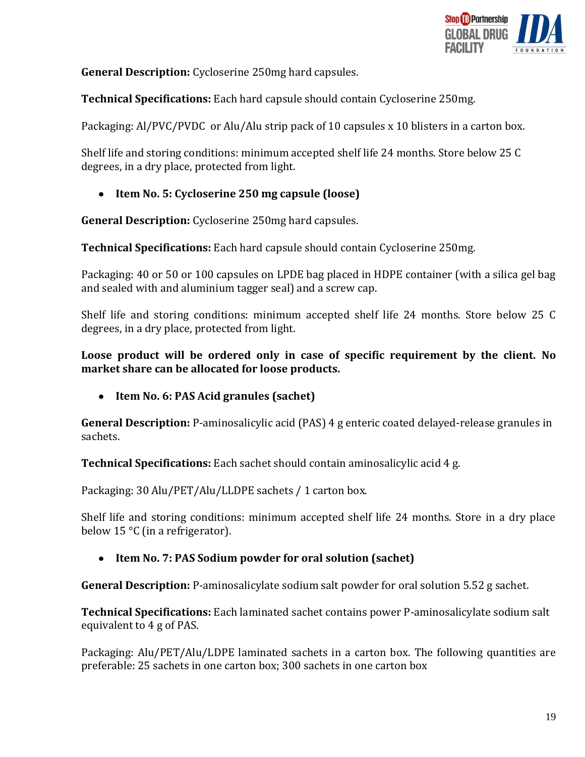**General Description:** Cycloserine 250mg hard capsules.

**Technical Specifications:** Each hard capsule should contain Cycloserine 250mg.

Packaging: Al/PVC/PVDC or Alu/Alu strip pack of 10 capsules x 10 blisters in a carton box.

Shelf life and storing conditions: minimum accepted shelf life 24 months. Store below 25 C degrees, in a dry place, protected from light.

- **Item No. 5: Cycloserine 250 mg capsule (loose)**

**General Description:** Cycloserine 250mg hard capsules.

**Technical Specifications:** Each hard capsule should contain Cycloserine 250mg.

Packaging: 40 or 50 or 100 capsules on LPDE bag placed in HDPE container (with a silica gel bag and sealed with and aluminium tagger seal) and a screw cap.

Shelf life and storing conditions: minimum accepted shelf life 24 months. Store below 25 C degrees, in a dry place, protected from light.

**Loose product will be ordered only in case of specific requirement by the client. No market share can be allocated for loose products.**

- **Item No. 6: PAS Acid granules (sachet)**

**General Description:** P-aminosalicylic acid (PAS) 4 g enteric coated delayed-release granules in sachets.

**Technical Specifications:** Each sachet should contain aminosalicylic acid 4 g.

Packaging: 30 Alu/PET/Alu/LLDPE sachets / 1 carton box.

Shelf life and storing conditions: minimum accepted shelf life 24 months. Store in a dry place below 15 °C (in a refrigerator).

- **Item No. 7: PAS Sodium powder for oral solution (sachet)**

**General Description:** P-aminosalicylate sodium salt powder for oral solution 5.52 g sachet.

**Technical Specifications:** Each laminated sachet contains power P-aminosalicylate sodium salt equivalent to 4 g of PAS.

Packaging: Alu/PET/Alu/LDPE laminated sachets in a carton box. The following quantities are preferable: 25 sachets in one carton box; 300 sachets in one carton box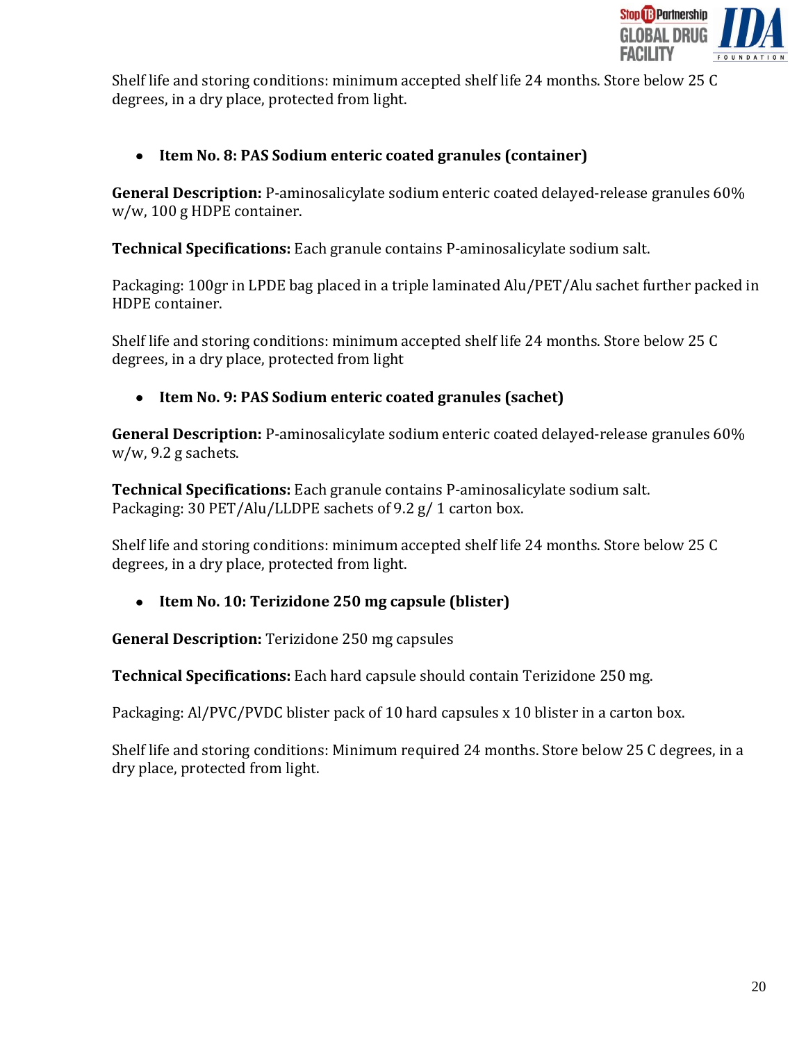Shelf life and storing conditions: minimum accepted shelf life 24 months. Store below 25 C degrees, in a dry place, protected from light.

- **Item No. 8: PAS Sodium enteric coated granules (container)**

**General Description:** P-aminosalicylate sodium enteric coated delayed-release granules 60% w/w, 100 g HDPE container.

**Technical Specifications:** Each granule contains P-aminosalicylate sodium salt.

Packaging: 100gr in LPDE bag placed in a triple laminated Alu/PET/Alu sachet further packed in HDPE container.

Shelf life and storing conditions: minimum accepted shelf life 24 months. Store below 25 C degrees, in a dry place, protected from light

- **Item No. 9: PAS Sodium enteric coated granules (sachet)**

**General Description:** P-aminosalicylate sodium enteric coated delayed-release granules 60% w/w, 9.2 g sachets.

**Technical Specifications:** Each granule contains P-aminosalicylate sodium salt.
Packaging: 30 PET/Alu/LLDPE sachets of 9.2 g/ 1 carton box.

Shelf life and storing conditions: minimum accepted shelf life 24 months. Store below 25 C degrees, in a dry place, protected from light.

- **Item No. 10: Terizidone 250 mg capsule (blister)**

**General Description:** Terizidone 250 mg capsules

**Technical Specifications:** Each hard capsule should contain Terizidone 250 mg.

Packaging: Al/PVC/PVDC blister pack of 10 hard capsules x 10 blister in a carton box.

Shelf life and storing conditions: Minimum required 24 months. Store below 25 C degrees, in a dry place, protected from light.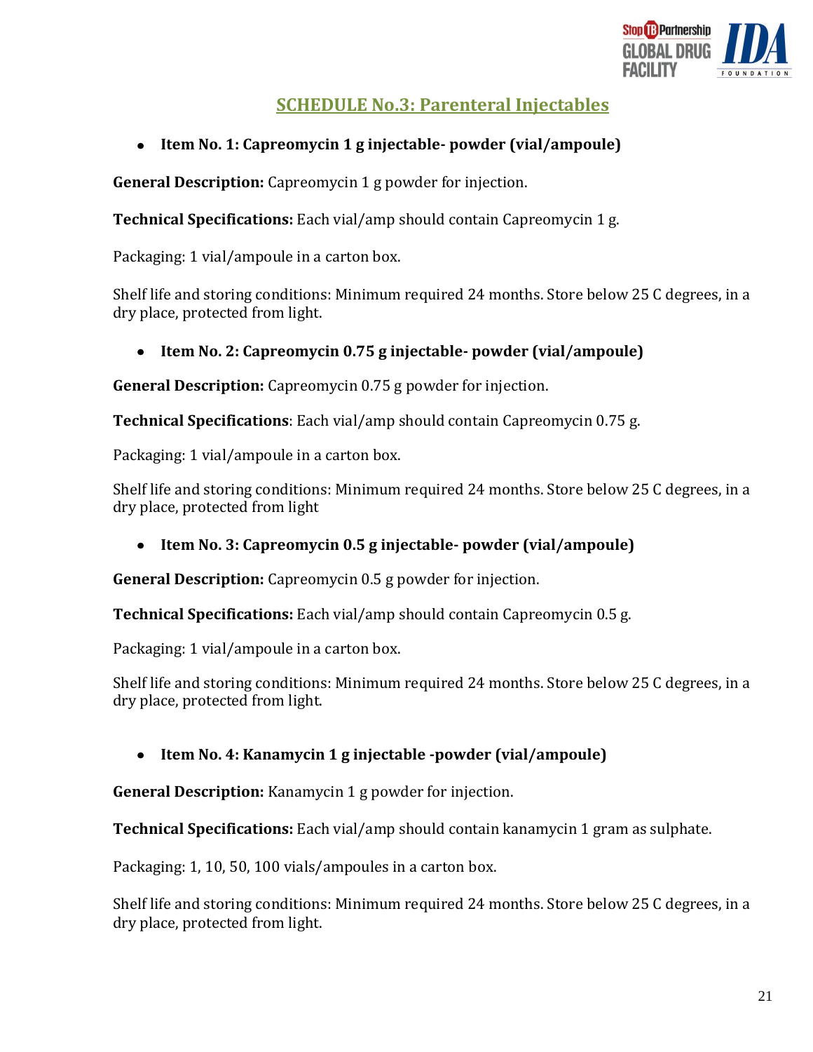## SCHEDULE No.3: Parenteral Injectables

- **Item No. 1: Capreomycin 1 g injectable- powder (vial/ampoule)**

**General Description:** Capreomycin 1 g powder for injection.

**Technical Specifications:** Each vial/amp should contain Capreomycin 1 g.

Packaging: 1 vial/ampoule in a carton box.

Shelf life and storing conditions: Minimum required 24 months. Store below 25 C degrees, in a dry place, protected from light.

- **Item No. 2: Capreomycin 0.75 g injectable- powder (vial/ampoule)**

**General Description:** Capreomycin 0.75 g powder for injection.

**Technical Specifications**: Each vial/amp should contain Capreomycin 0.75 g.

Packaging: 1 vial/ampoule in a carton box.

Shelf life and storing conditions: Minimum required 24 months. Store below 25 C degrees, in a dry place, protected from light

- **Item No. 3: Capreomycin 0.5 g injectable- powder (vial/ampoule)**

**General Description:** Capreomycin 0.5 g powder for injection.

**Technical Specifications:** Each vial/amp should contain Capreomycin 0.5 g.

Packaging: 1 vial/ampoule in a carton box.

Shelf life and storing conditions: Minimum required 24 months. Store below 25 C degrees, in a dry place, protected from light.

- **Item No. 4: Kanamycin 1 g injectable -powder (vial/ampoule)**

**General Description:** Kanamycin 1 g powder for injection.

**Technical Specifications:** Each vial/amp should contain kanamycin 1 gram as sulphate.

Packaging: 1, 10, 50, 100 vials/ampoules in a carton box.

Shelf life and storing conditions: Minimum required 24 months. Store below 25 C degrees, in a dry place, protected from light.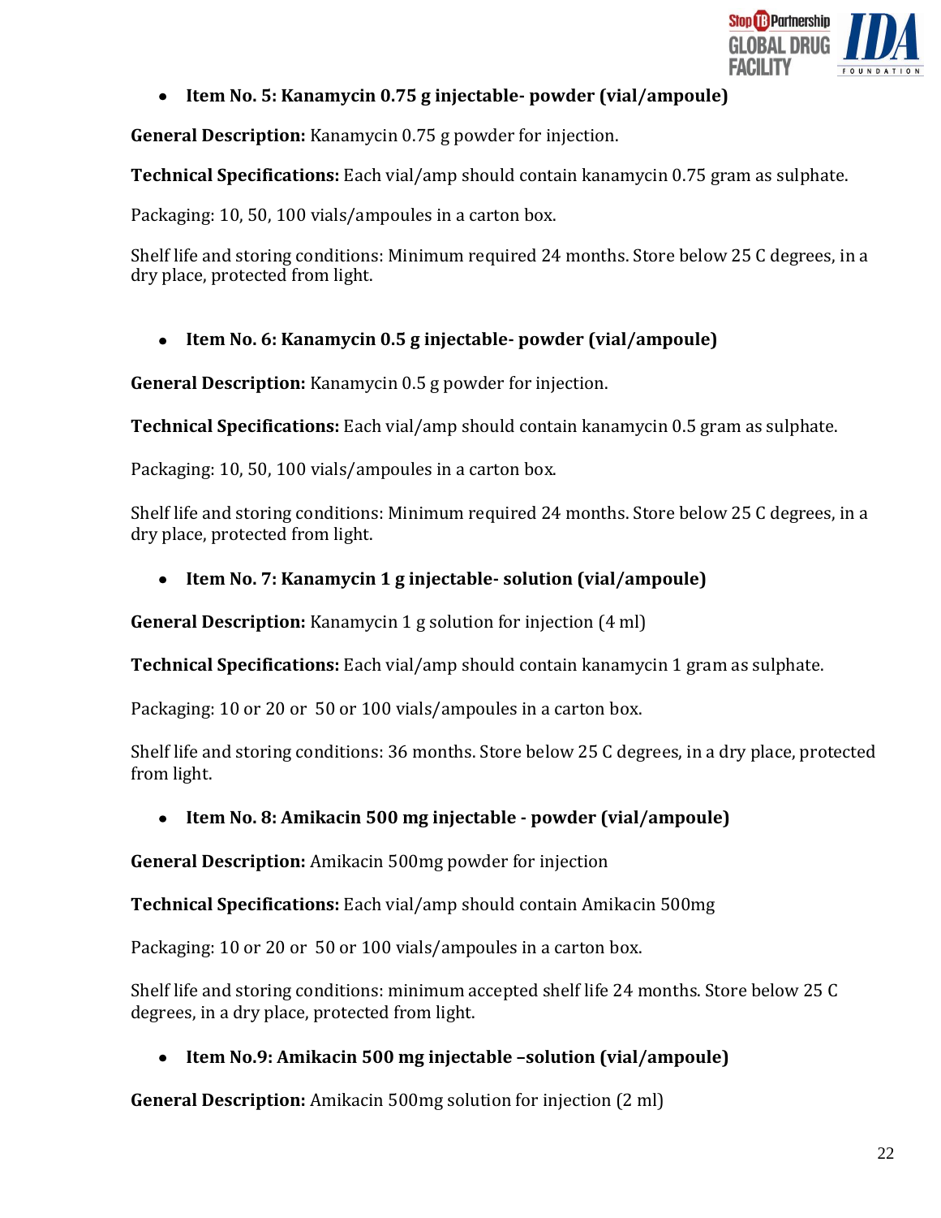- **Item No. 5: Kanamycin 0.75 g injectable- powder (vial/ampoule)**

**General Description:** Kanamycin 0.75 g powder for injection.

**Technical Specifications:** Each vial/amp should contain kanamycin 0.75 gram as sulphate.

Packaging: 10, 50, 100 vials/ampoules in a carton box.

Shelf life and storing conditions: Minimum required 24 months. Store below 25 C degrees, in a dry place, protected from light.

- **Item No. 6: Kanamycin 0.5 g injectable- powder (vial/ampoule)**

**General Description:** Kanamycin 0.5 g powder for injection.

**Technical Specifications:** Each vial/amp should contain kanamycin 0.5 gram as sulphate.

Packaging: 10, 50, 100 vials/ampoules in a carton box.

Shelf life and storing conditions: Minimum required 24 months. Store below 25 C degrees, in a dry place, protected from light.

- **Item No. 7: Kanamycin 1 g injectable- solution (vial/ampoule)**

**General Description:** Kanamycin 1 g solution for injection (4 ml)

**Technical Specifications:** Each vial/amp should contain kanamycin 1 gram as sulphate.

Packaging: 10 or 20 or 50 or 100 vials/ampoules in a carton box.

Shelf life and storing conditions: 36 months. Store below 25 C degrees, in a dry place, protected from light.

- **Item No. 8: Amikacin 500 mg injectable - powder (vial/ampoule)**

**General Description:** Amikacin 500mg powder for injection

**Technical Specifications:** Each vial/amp should contain Amikacin 500mg

Packaging: 10 or 20 or 50 or 100 vials/ampoules in a carton box.

Shelf life and storing conditions: minimum accepted shelf life 24 months. Store below 25 C degrees, in a dry place, protected from light.

- **Item No.9: Amikacin 500 mg injectable –solution (vial/ampoule)**

**General Description:** Amikacin 500mg solution for injection (2 ml)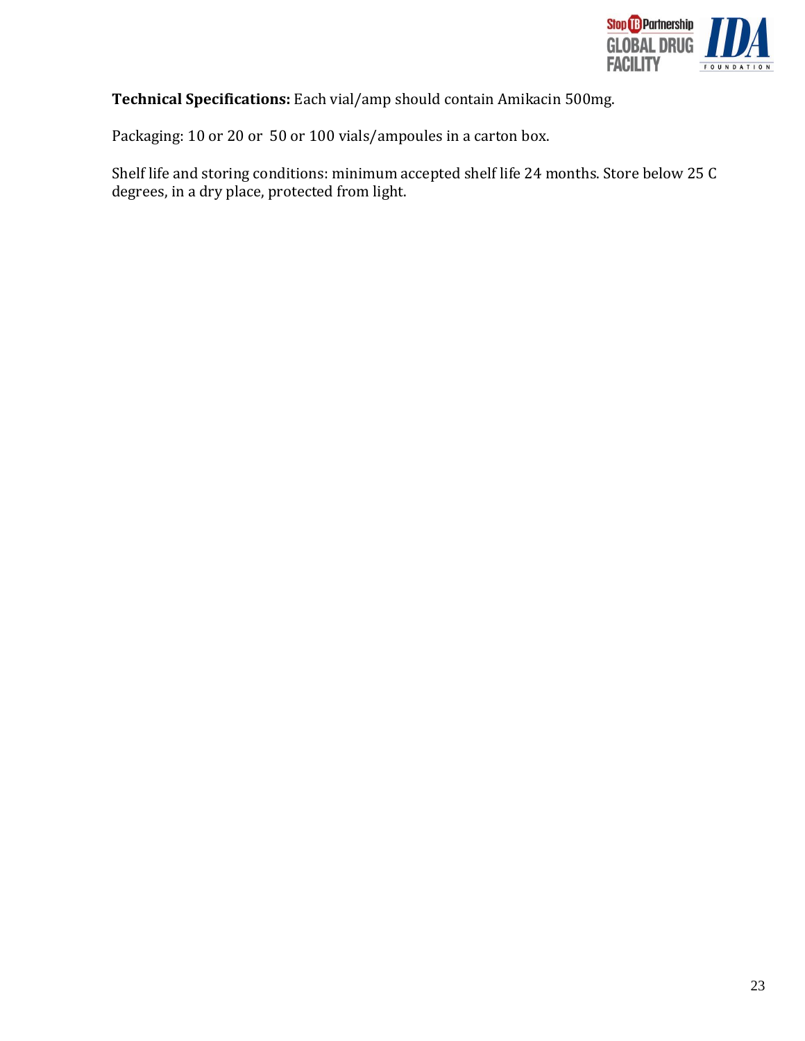**Technical Specifications:** Each vial/amp should contain Amikacin 500mg.

Packaging: 10 or 20 or 50 or 100 vials/ampoules in a carton box.

Shelf life and storing conditions: minimum accepted shelf life 24 months. Store below 25 C degrees, in a dry place, protected from light.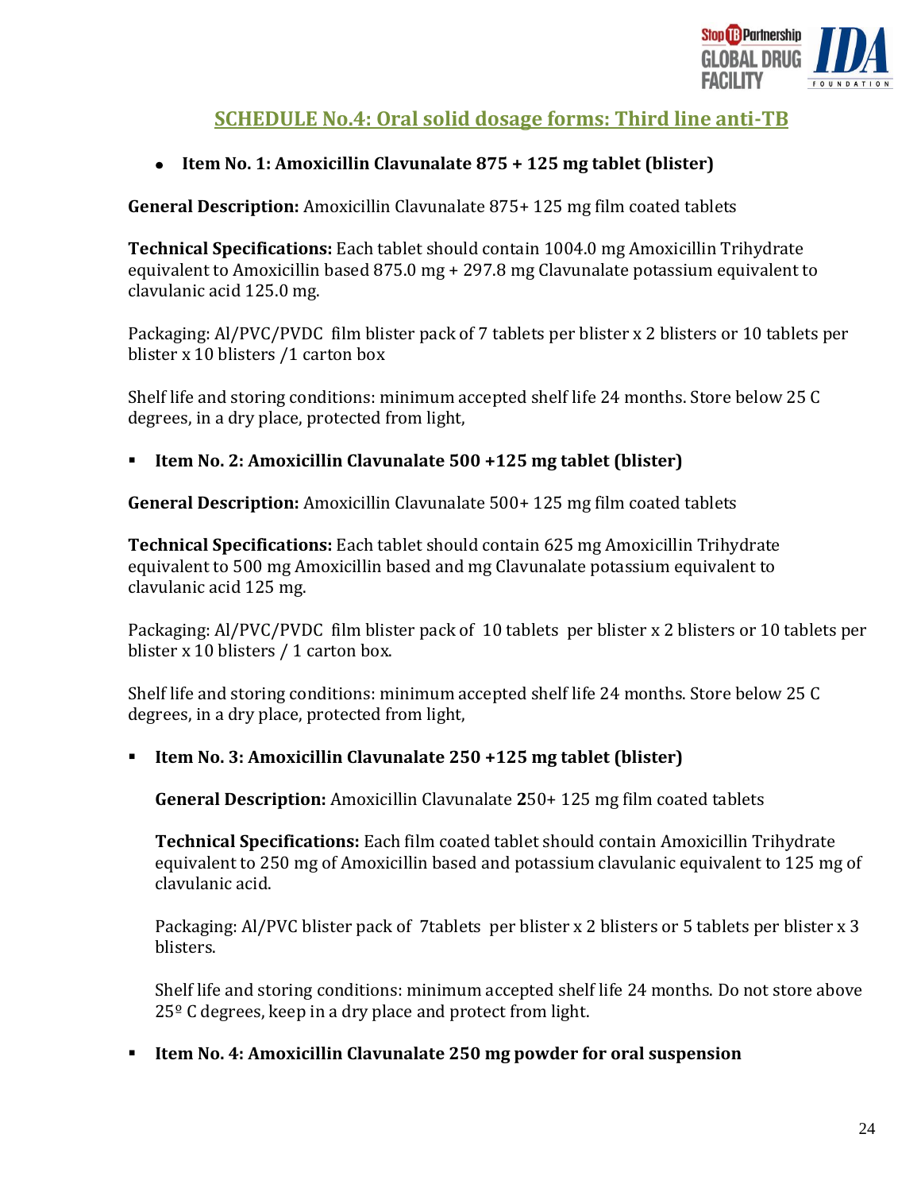## SCHEDULE No.4: Oral solid dosage forms: Third line anti-TB

- **Item No. 1: Amoxicillin Clavunalate 875 + 125 mg tablet (blister)**

**General Description:** Amoxicillin Clavunalate 875+ 125 mg film coated tablets

**Technical Specifications:** Each tablet should contain 1004.0 mg Amoxicillin Trihydrate equivalent to Amoxicillin based 875.0 mg + 297.8 mg Clavunalate potassium equivalent to clavulanic acid 125.0 mg.

Packaging: Al/PVC/PVDC film blister pack of 7 tablets per blister x 2 blisters or 10 tablets per blister x 10 blisters /1 carton box

Shelf life and storing conditions: minimum accepted shelf life 24 months. Store below 25 C degrees, in a dry place, protected from light,

- **Item No. 2: Amoxicillin Clavunalate 500 +125 mg tablet (blister)**

**General Description:** Amoxicillin Clavunalate 500+ 125 mg film coated tablets

**Technical Specifications:** Each tablet should contain 625 mg Amoxicillin Trihydrate equivalent to 500 mg Amoxicillin based and mg Clavunalate potassium equivalent to clavulanic acid 125 mg.

Packaging: Al/PVC/PVDC film blister pack of 10 tablets per blister x 2 blisters or 10 tablets per blister x 10 blisters / 1 carton box.

Shelf life and storing conditions: minimum accepted shelf life 24 months. Store below 25 C degrees, in a dry place, protected from light,

- **Item No. 3: Amoxicillin Clavunalate 250 +125 mg tablet (blister)**

  **General Description:** Amoxicillin Clavunalate **2**50+ 125 mg film coated tablets

  **Technical Specifications:** Each film coated tablet should contain Amoxicillin Trihydrate equivalent to 250 mg of Amoxicillin based and potassium clavulanic equivalent to 125 mg of clavulanic acid.

  Packaging: Al/PVC blister pack of 7tablets per blister x 2 blisters or 5 tablets per blister x 3 blisters.

  Shelf life and storing conditions: minimum accepted shelf life 24 months. Do not store above 25º C degrees, keep in a dry place and protect from light.

- **Item No. 4: Amoxicillin Clavunalate 250 mg powder for oral suspension**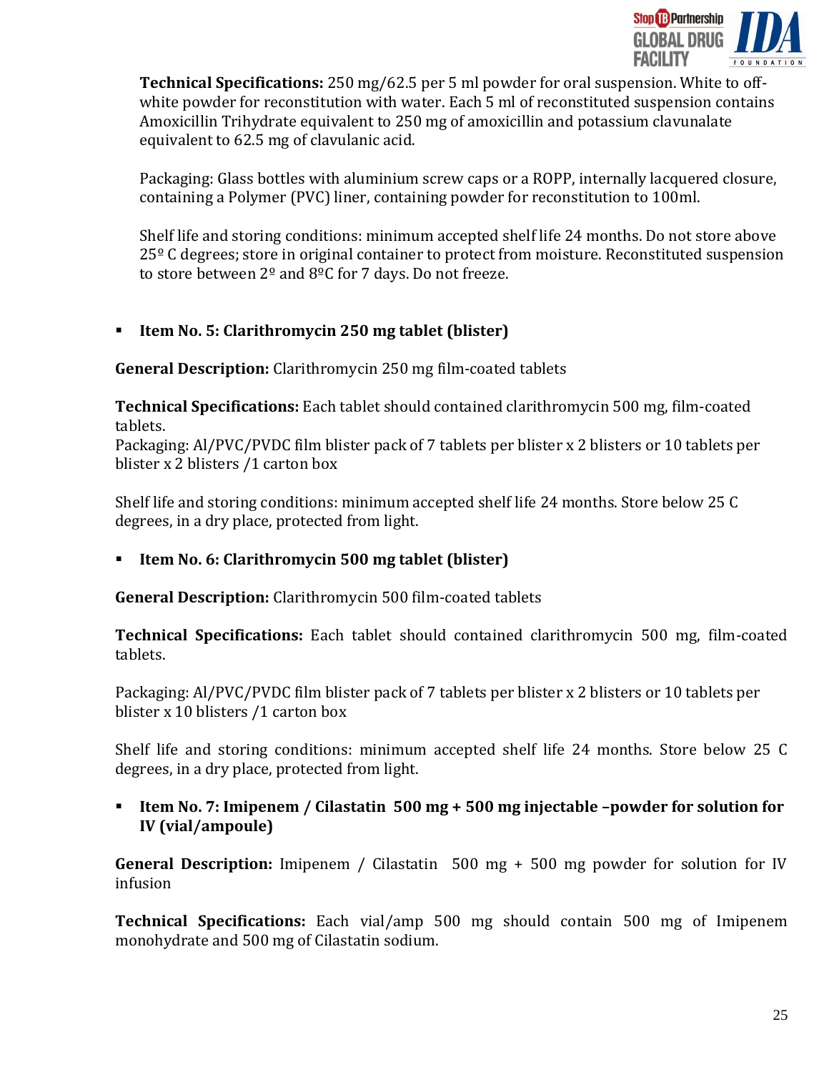**Technical Specifications:** 250 mg/62.5 per 5 ml powder for oral suspension. White to off-white powder for reconstitution with water. Each 5 ml of reconstituted suspension contains Amoxicillin Trihydrate equivalent to 250 mg of amoxicillin and potassium clavunalate equivalent to 62.5 mg of clavulanic acid.

Packaging: Glass bottles with aluminium screw caps or a ROPP, internally lacquered closure, containing a Polymer (PVC) liner, containing powder for reconstitution to 100ml.

Shelf life and storing conditions: minimum accepted shelf life 24 months. Do not store above 25º C degrees; store in original container to protect from moisture. Reconstituted suspension to store between 2º and 8ºC for 7 days. Do not freeze.

- **Item No. 5: Clarithromycin 250 mg tablet (blister)**

**General Description:** Clarithromycin 250 mg film-coated tablets

**Technical Specifications:** Each tablet should contained clarithromycin 500 mg, film-coated tablets.
Packaging: Al/PVC/PVDC film blister pack of 7 tablets per blister x 2 blisters or 10 tablets per blister x 2 blisters /1 carton box

Shelf life and storing conditions: minimum accepted shelf life 24 months. Store below 25 C degrees, in a dry place, protected from light.

- **Item No. 6: Clarithromycin 500 mg tablet (blister)**

**General Description:** Clarithromycin 500 film-coated tablets

**Technical Specifications:** Each tablet should contained clarithromycin 500 mg, film-coated tablets.

Packaging: Al/PVC/PVDC film blister pack of 7 tablets per blister x 2 blisters or 10 tablets per blister x 10 blisters /1 carton box

Shelf life and storing conditions: minimum accepted shelf life 24 months. Store below 25 C degrees, in a dry place, protected from light.

- **Item No. 7: Imipenem / Cilastatin 500 mg + 500 mg injectable –powder for solution for IV (vial/ampoule)**

**General Description:** Imipenem / Cilastatin 500 mg + 500 mg powder for solution for IV infusion

**Technical Specifications:** Each vial/amp 500 mg should contain 500 mg of Imipenem monohydrate and 500 mg of Cilastatin sodium.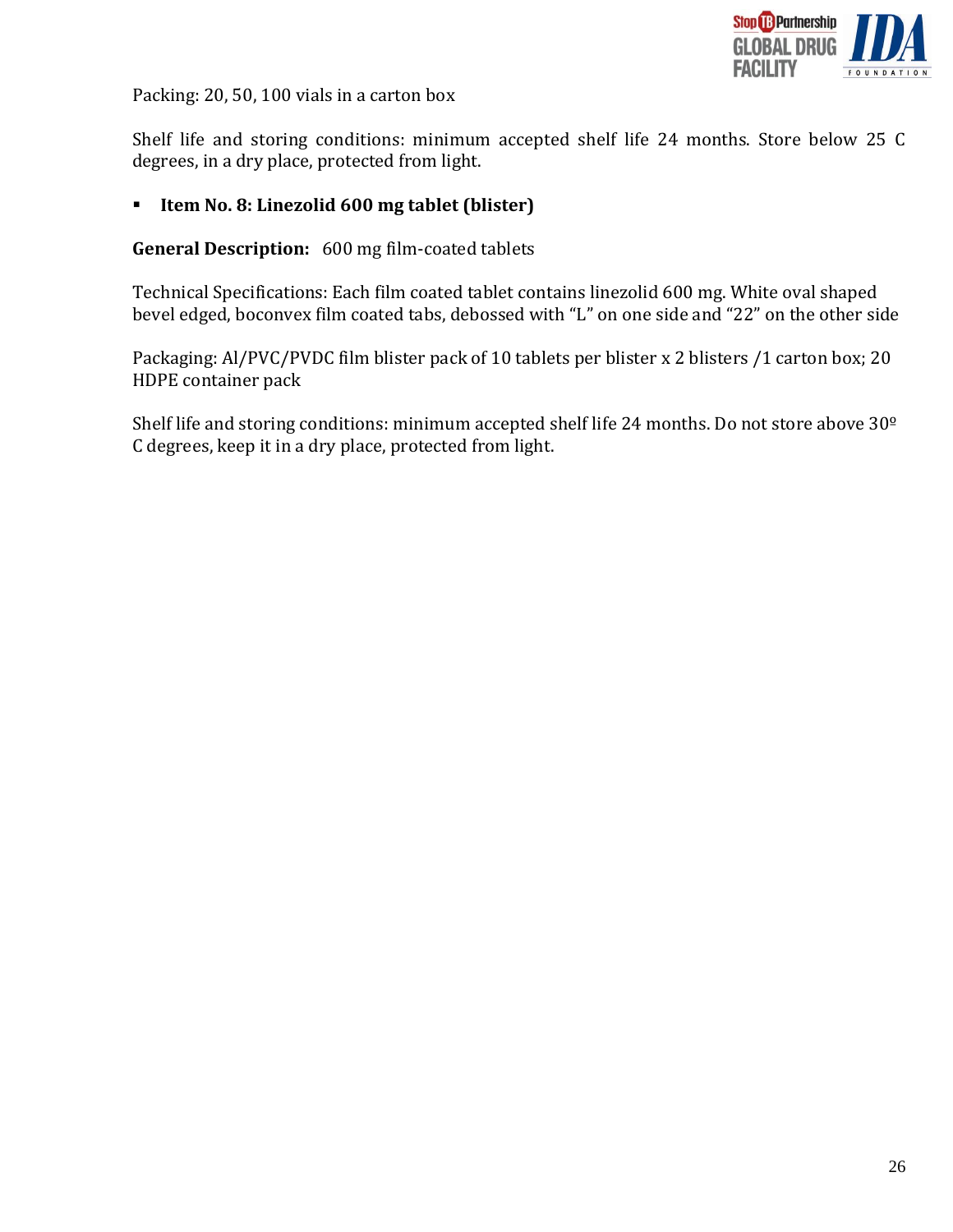Packing: 20, 50, 100 vials in a carton box

Shelf life and storing conditions: minimum accepted shelf life 24 months. Store below 25 C degrees, in a dry place, protected from light.

- **Item No. 8: Linezolid 600 mg tablet (blister)**

**General Description:** 600 mg film-coated tablets

Technical Specifications: Each film coated tablet contains linezolid 600 mg. White oval shaped bevel edged, boconvex film coated tabs, debossed with “L” on one side and “22” on the other side

Packaging: Al/PVC/PVDC film blister pack of 10 tablets per blister x 2 blisters /1 carton box; 20 HDPE container pack

Shelf life and storing conditions: minimum accepted shelf life 24 months. Do not store above 30º C degrees, keep it in a dry place, protected from light.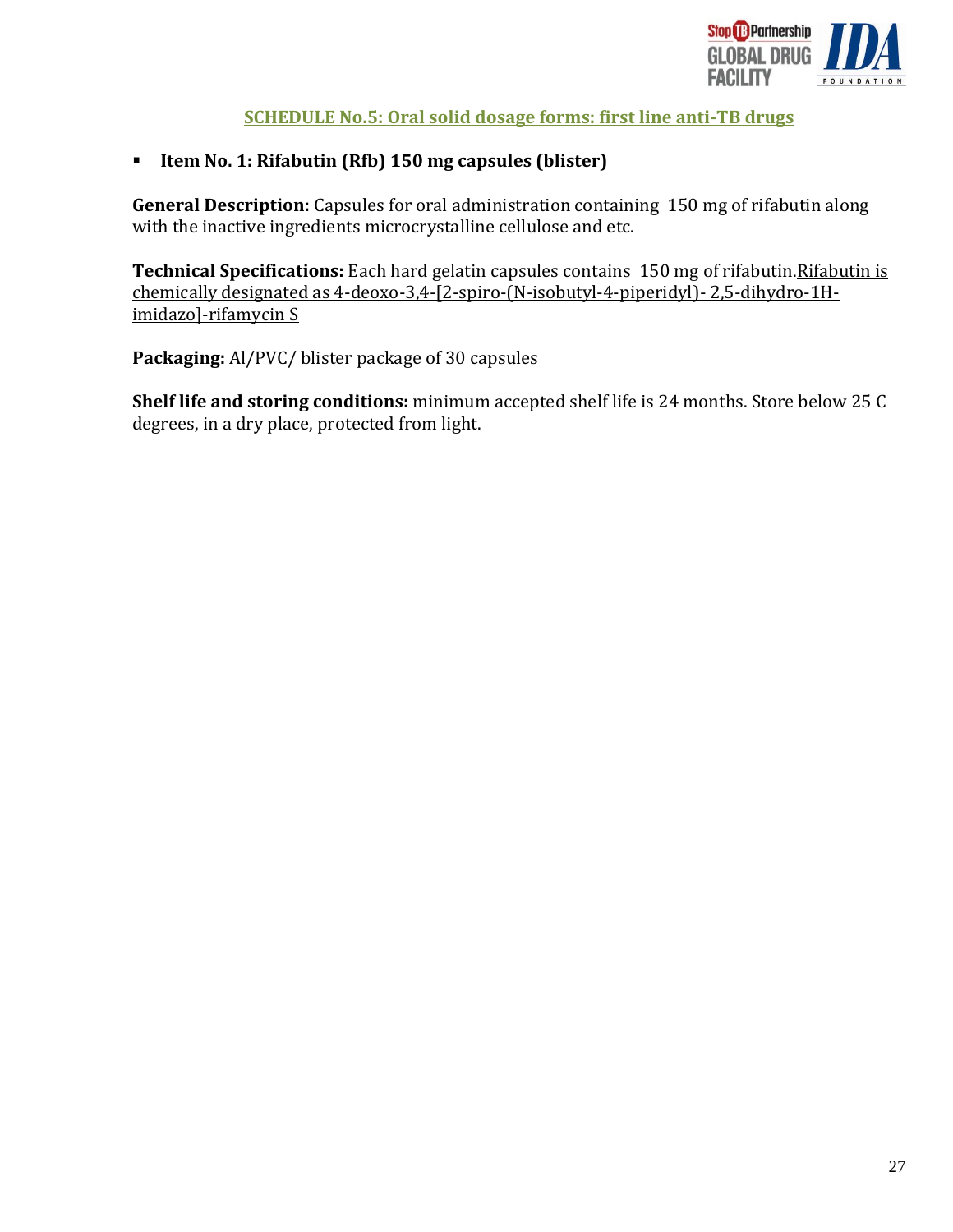## SCHEDULE No.5: Oral solid dosage forms: first line anti-TB drugs

- **Item No. 1: Rifabutin (Rfb) 150 mg capsules (blister)**

**General Description:** Capsules for oral administration containing 150 mg of rifabutin along with the inactive ingredients microcrystalline cellulose and etc.

**Technical Specifications:** Each hard gelatin capsules contains 150 mg of rifabutin.Rifabutin is chemically designated as 4-deoxo-3,4-[2-spiro-(N-isobutyl-4-piperidyl)- 2,5-dihydro-1H-imidazo]-rifamycin S

**Packaging:** Al/PVC/ blister package of 30 capsules

**Shelf life and storing conditions:** minimum accepted shelf life is 24 months. Store below 25 C degrees, in a dry place, protected from light.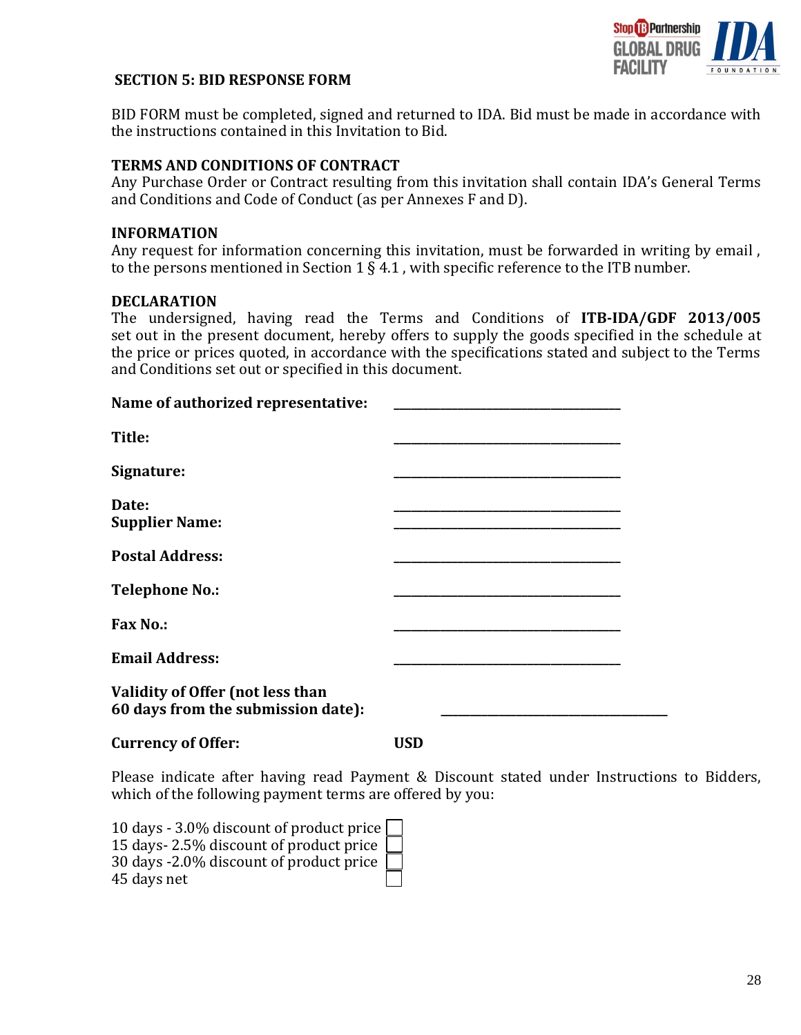## SECTION 5: BID RESPONSE FORM

BID FORM must be completed, signed and returned to IDA. Bid must be made in accordance with the instructions contained in this Invitation to Bid.

**TERMS AND CONDITIONS OF CONTRACT**
Any Purchase Order or Contract resulting from this invitation shall contain IDA's General Terms and Conditions and Code of Conduct (as per Annexes F and D).

**INFORMATION**
Any request for information concerning this invitation, must be forwarded in writing by email , to the persons mentioned in Section 1 § 4.1 , with specific reference to the ITB number.

**DECLARATION**
The undersigned, having read the Terms and Conditions of **ITB-IDA/GDF 2013/005** set out in the present document, hereby offers to supply the goods specified in the schedule at the price or prices quoted, in accordance with the specifications stated and subject to the Terms and Conditions set out or specified in this document.

**Name of authorized representative:** ______________________________

**Title:** ______________________________

**Signature:** ______________________________

**Date:** ______________________________

**Supplier Name:** ______________________________

**Postal Address:** ______________________________

**Telephone No.:** ______________________________

**Fax No.:** ______________________________

**Email Address:** ______________________________

**Validity of Offer (not less than 60 days from the submission date):** ______________________________

**Currency of Offer:** **USD**

Please indicate after having read Payment & Discount stated under Instructions to Bidders, which of the following payment terms are offered by you:

- 10 days - 3.0% discount of product price ☐
- 15 days- 2.5% discount of product price ☐
- 30 days -2.0% discount of product price ☐
- 45 days net ☐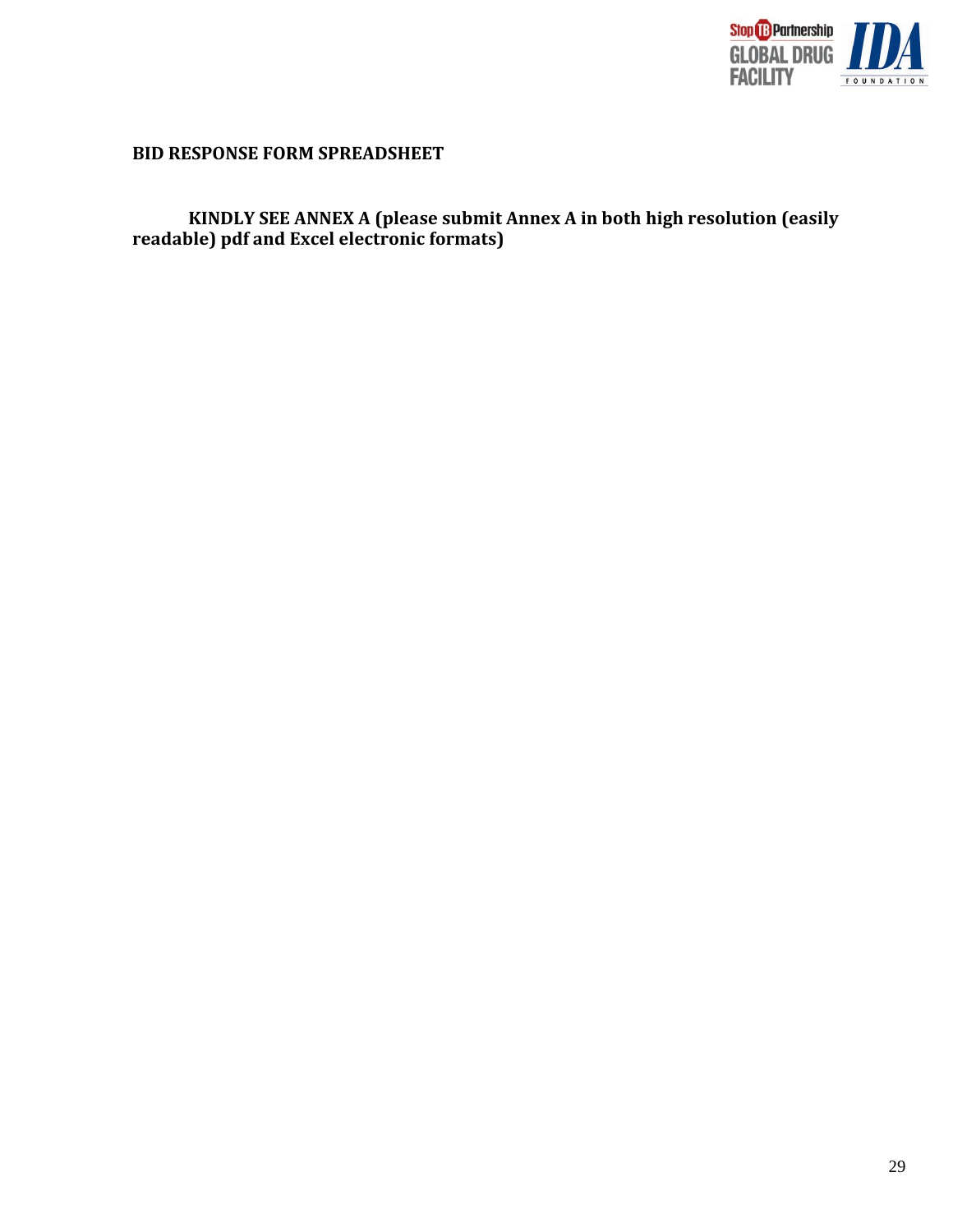**BID RESPONSE FORM SPREADSHEET**

**KINDLY SEE ANNEX A (please submit Annex A in both high resolution (easily readable) pdf and Excel electronic formats)**